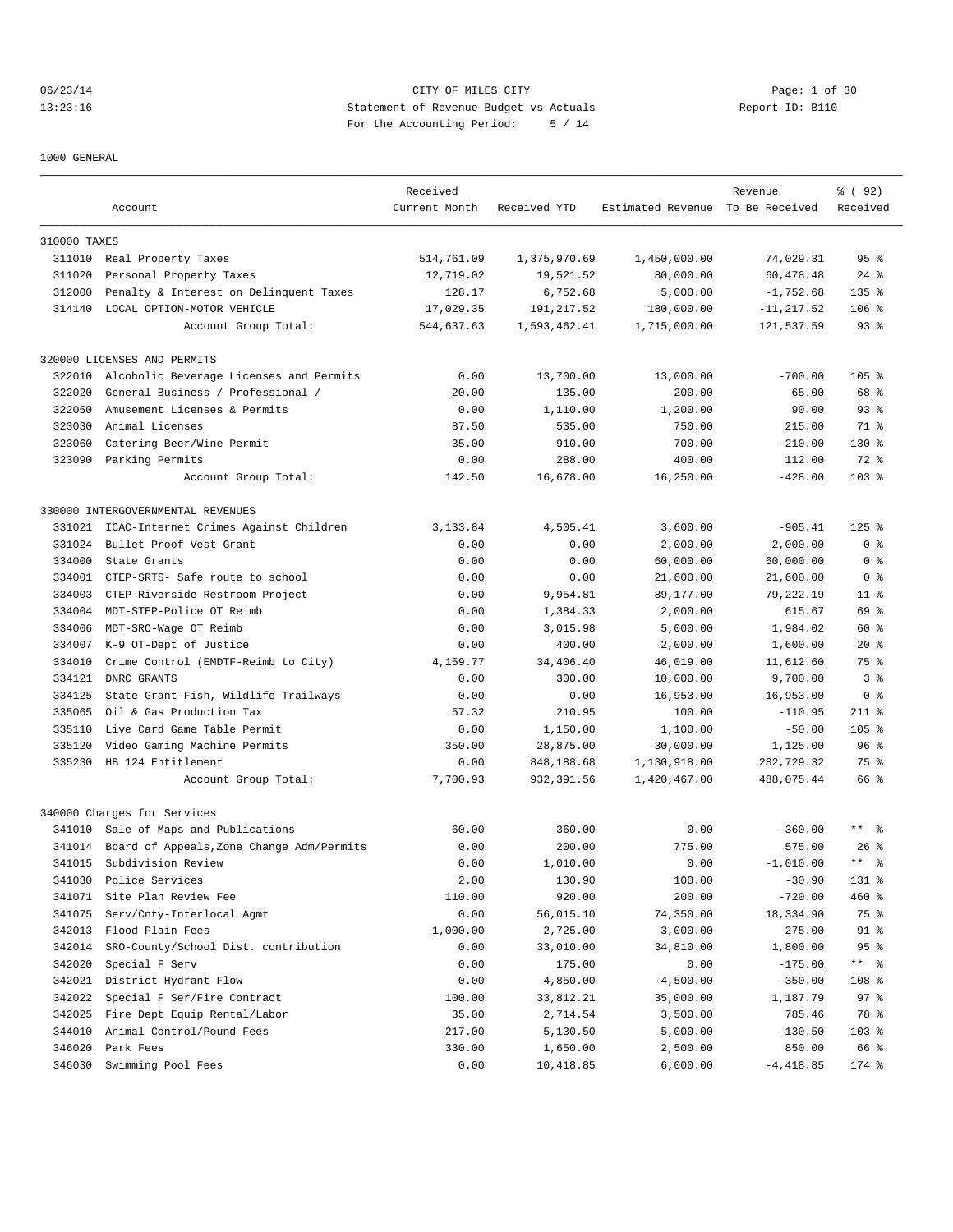CITY OF MILES CITY

Statement of Revenue Budget vs Actuals

For the Accounting Period: 5 / 14

06/23/14 13:23:16 Report ID: B110

1000 GENERAL

| | Account | Received Current Month | Received YTD | Estimated Revenue | Revenue To Be Received | % ( 92) Received |
|---|---|---|---|---|---|---|
| 310000 TAXES | | | | | | |
| 311010 | Real Property Taxes | 514,761.09 | 1,375,970.69 | 1,450,000.00 | 74,029.31 | 95 % |
| 311020 | Personal Property Taxes | 12,719.02 | 19,521.52 | 80,000.00 | 60,478.48 | 24 % |
| 312000 | Penalty & Interest on Delinquent Taxes | 128.17 | 6,752.68 | 5,000.00 | -1,752.68 | 135 % |
| 314140 | LOCAL OPTION-MOTOR VEHICLE | 17,029.35 | 191,217.52 | 180,000.00 | -11,217.52 | 106 % |
| | Account Group Total: | 544,637.63 | 1,593,462.41 | 1,715,000.00 | 121,537.59 | 93 % |
| 320000 LICENSES AND PERMITS | | | | | | |
| 322010 | Alcoholic Beverage Licenses and Permits | 0.00 | 13,700.00 | 13,000.00 | -700.00 | 105 % |
| 322020 | General Business / Professional / | 20.00 | 135.00 | 200.00 | 65.00 | 68 % |
| 322050 | Amusement Licenses & Permits | 0.00 | 1,110.00 | 1,200.00 | 90.00 | 93 % |
| 323030 | Animal Licenses | 87.50 | 535.00 | 750.00 | 215.00 | 71 % |
| 323060 | Catering Beer/Wine Permit | 35.00 | 910.00 | 700.00 | -210.00 | 130 % |
| 323090 | Parking Permits | 0.00 | 288.00 | 400.00 | 112.00 | 72 % |
| | Account Group Total: | 142.50 | 16,678.00 | 16,250.00 | -428.00 | 103 % |
| 330000 INTERGOVERNMENTAL REVENUES | | | | | | |
| 331021 | ICAC-Internet Crimes Against Children | 3,133.84 | 4,505.41 | 3,600.00 | -905.41 | 125 % |
| 331024 | Bullet Proof Vest Grant | 0.00 | 0.00 | 2,000.00 | 2,000.00 | 0 % |
| 334000 | State Grants | 0.00 | 0.00 | 60,000.00 | 60,000.00 | 0 % |
| 334001 | CTEP-SRTS- Safe route to school | 0.00 | 0.00 | 21,600.00 | 21,600.00 | 0 % |
| 334003 | CTEP-Riverside Restroom Project | 0.00 | 9,954.81 | 89,177.00 | 79,222.19 | 11 % |
| 334004 | MDT-STEP-Police OT Reimb | 0.00 | 1,384.33 | 2,000.00 | 615.67 | 69 % |
| 334006 | MDT-SRO-Wage OT Reimb | 0.00 | 3,015.98 | 5,000.00 | 1,984.02 | 60 % |
| 334007 | K-9 OT-Dept of Justice | 0.00 | 400.00 | 2,000.00 | 1,600.00 | 20 % |
| 334010 | Crime Control (EMDTF-Reimb to City) | 4,159.77 | 34,406.40 | 46,019.00 | 11,612.60 | 75 % |
| 334121 | DNRC GRANTS | 0.00 | 300.00 | 10,000.00 | 9,700.00 | 3 % |
| 334125 | State Grant-Fish, Wildlife Trailways | 0.00 | 0.00 | 16,953.00 | 16,953.00 | 0 % |
| 335065 | Oil & Gas Production Tax | 57.32 | 210.95 | 100.00 | -110.95 | 211 % |
| 335110 | Live Card Game Table Permit | 0.00 | 1,150.00 | 1,100.00 | -50.00 | 105 % |
| 335120 | Video Gaming Machine Permits | 350.00 | 28,875.00 | 30,000.00 | 1,125.00 | 96 % |
| 335230 | HB 124 Entitlement | 0.00 | 848,188.68 | 1,130,918.00 | 282,729.32 | 75 % |
| | Account Group Total: | 7,700.93 | 932,391.56 | 1,420,467.00 | 488,075.44 | 66 % |
| 340000 Charges for Services | | | | | | |
| 341010 | Sale of Maps and Publications | 60.00 | 360.00 | 0.00 | -360.00 | ** % |
| 341014 | Board of Appeals,Zone Change Adm/Permits | 0.00 | 200.00 | 775.00 | 575.00 | 26 % |
| 341015 | Subdivision Review | 0.00 | 1,010.00 | 0.00 | -1,010.00 | ** % |
| 341030 | Police Services | 2.00 | 130.90 | 100.00 | -30.90 | 131 % |
| 341071 | Site Plan Review Fee | 110.00 | 920.00 | 200.00 | -720.00 | 460 % |
| 341075 | Serv/Cnty-Interlocal Agmt | 0.00 | 56,015.10 | 74,350.00 | 18,334.90 | 75 % |
| 342013 | Flood Plain Fees | 1,000.00 | 2,725.00 | 3,000.00 | 275.00 | 91 % |
| 342014 | SRO-County/School Dist. contribution | 0.00 | 33,010.00 | 34,810.00 | 1,800.00 | 95 % |
| 342020 | Special F Serv | 0.00 | 175.00 | 0.00 | -175.00 | ** % |
| 342021 | District Hydrant Flow | 0.00 | 4,850.00 | 4,500.00 | -350.00 | 108 % |
| 342022 | Special F Ser/Fire Contract | 100.00 | 33,812.21 | 35,000.00 | 1,187.79 | 97 % |
| 342025 | Fire Dept Equip Rental/Labor | 35.00 | 2,714.54 | 3,500.00 | 785.46 | 78 % |
| 344010 | Animal Control/Pound Fees | 217.00 | 5,130.50 | 5,000.00 | -130.50 | 103 % |
| 346020 | Park Fees | 330.00 | 1,650.00 | 2,500.00 | 850.00 | 66 % |
| 346030 | Swimming Pool Fees | 0.00 | 10,418.85 | 6,000.00 | -4,418.85 | 174 % |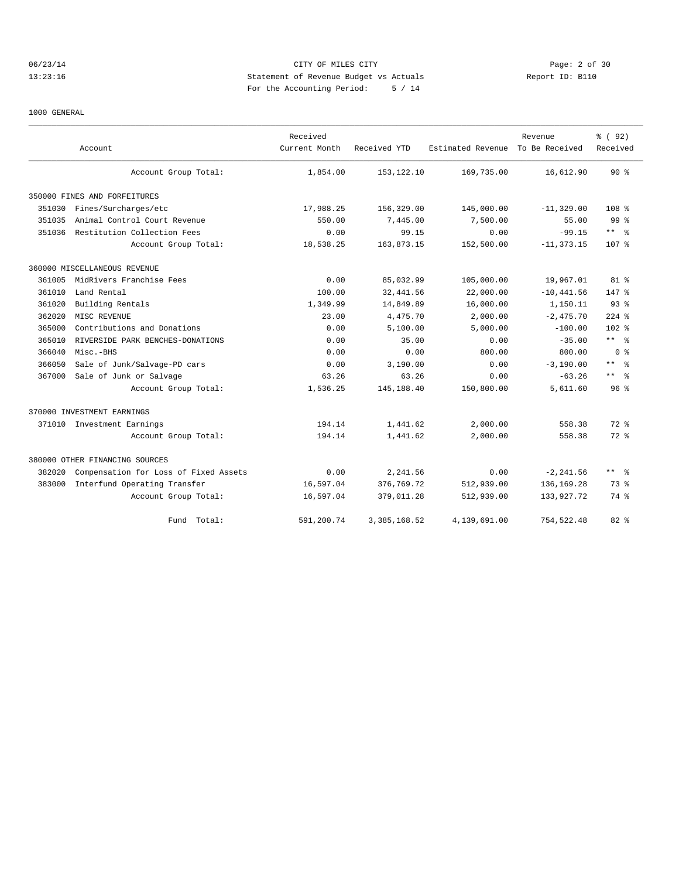06/23/14 CITY OF MILES CITY
13:23:16 Statement of Revenue Budget vs Actuals Report ID: B110
For the Accounting Period: 5 / 14

1000 GENERAL

| Account | Received Current Month | Received YTD | Estimated Revenue | Revenue To Be Received | % ( 92) Received |
|---|---|---|---|---|---|
| Account Group Total: | 1,854.00 | 153,122.10 | 169,735.00 | 16,612.90 | 90 % |
| **350000 FINES AND FORFEITURES** | | | | | |
| 351030 Fines/Surcharges/etc | 17,988.25 | 156,329.00 | 145,000.00 | -11,329.00 | 108 % |
| 351035 Animal Control Court Revenue | 550.00 | 7,445.00 | 7,500.00 | 55.00 | 99 % |
| 351036 Restitution Collection Fees | 0.00 | 99.15 | 0.00 | -99.15 | ** % |
| Account Group Total: | 18,538.25 | 163,873.15 | 152,500.00 | -11,373.15 | 107 % |
| **360000 MISCELLANEOUS REVENUE** | | | | | |
| 361005 MidRivers Franchise Fees | 0.00 | 85,032.99 | 105,000.00 | 19,967.01 | 81 % |
| 361010 Land Rental | 100.00 | 32,441.56 | 22,000.00 | -10,441.56 | 147 % |
| 361020 Building Rentals | 1,349.99 | 14,849.89 | 16,000.00 | 1,150.11 | 93 % |
| 362020 MISC REVENUE | 23.00 | 4,475.70 | 2,000.00 | -2,475.70 | 224 % |
| 365000 Contributions and Donations | 0.00 | 5,100.00 | 5,000.00 | -100.00 | 102 % |
| 365010 RIVERSIDE PARK BENCHES-DONATIONS | 0.00 | 35.00 | 0.00 | -35.00 | ** % |
| 366040 Misc.-BHS | 0.00 | 0.00 | 800.00 | 800.00 | 0 % |
| 366050 Sale of Junk/Salvage-PD cars | 0.00 | 3,190.00 | 0.00 | -3,190.00 | ** % |
| 367000 Sale of Junk or Salvage | 63.26 | 63.26 | 0.00 | -63.26 | ** % |
| Account Group Total: | 1,536.25 | 145,188.40 | 150,800.00 | 5,611.60 | 96 % |
| **370000 INVESTMENT EARNINGS** | | | | | |
| 371010 Investment Earnings | 194.14 | 1,441.62 | 2,000.00 | 558.38 | 72 % |
| Account Group Total: | 194.14 | 1,441.62 | 2,000.00 | 558.38 | 72 % |
| **380000 OTHER FINANCING SOURCES** | | | | | |
| 382020 Compensation for Loss of Fixed Assets | 0.00 | 2,241.56 | 0.00 | -2,241.56 | ** % |
| 383000 Interfund Operating Transfer | 16,597.04 | 376,769.72 | 512,939.00 | 136,169.28 | 73 % |
| Account Group Total: | 16,597.04 | 379,011.28 | 512,939.00 | 133,927.72 | 74 % |
| Fund Total: | 591,200.74 | 3,385,168.52 | 4,139,691.00 | 754,522.48 | 82 % |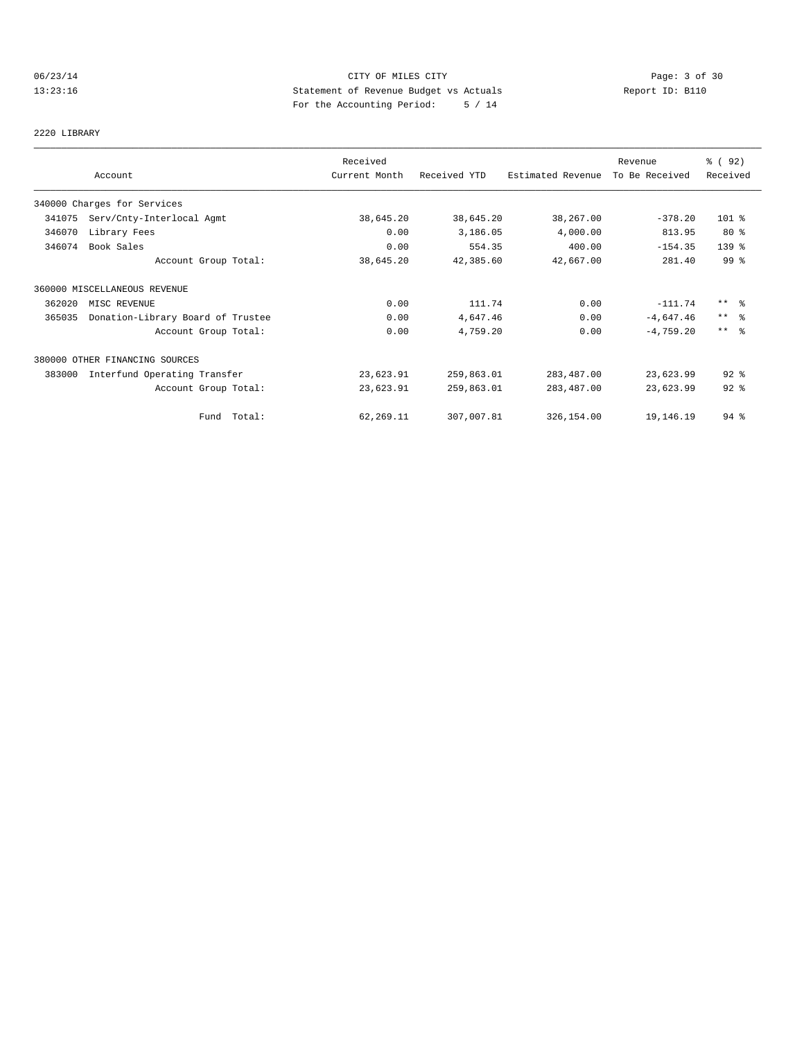CITY OF MILES CITY
Statement of Revenue Budget vs Actuals
For the Accounting Period: 5 / 14

06/23/14
13:23:16

Report ID: B110

2220 LIBRARY

| Account | Received Current Month | Received YTD | Estimated Revenue | Revenue To Be Received | % ( 92) Received |
|---|---|---|---|---|---|
| 340000 Charges for Services | | | | | |
| 341075 Serv/Cnty-Interlocal Agmt | 38,645.20 | 38,645.20 | 38,267.00 | -378.20 | 101 % |
| 346070 Library Fees | 0.00 | 3,186.05 | 4,000.00 | 813.95 | 80 % |
| 346074 Book Sales | 0.00 | 554.35 | 400.00 | -154.35 | 139 % |
| Account Group Total: | 38,645.20 | 42,385.60 | 42,667.00 | 281.40 | 99 % |
| 360000 MISCELLANEOUS REVENUE | | | | | |
| 362020 MISC REVENUE | 0.00 | 111.74 | 0.00 | -111.74 | ** % |
| 365035 Donation-Library Board of Trustee | 0.00 | 4,647.46 | 0.00 | -4,647.46 | ** % |
| Account Group Total: | 0.00 | 4,759.20 | 0.00 | -4,759.20 | ** % |
| 380000 OTHER FINANCING SOURCES | | | | | |
| 383000 Interfund Operating Transfer | 23,623.91 | 259,863.01 | 283,487.00 | 23,623.99 | 92 % |
| Account Group Total: | 23,623.91 | 259,863.01 | 283,487.00 | 23,623.99 | 92 % |
| Fund Total: | 62,269.11 | 307,007.81 | 326,154.00 | 19,146.19 | 94 % |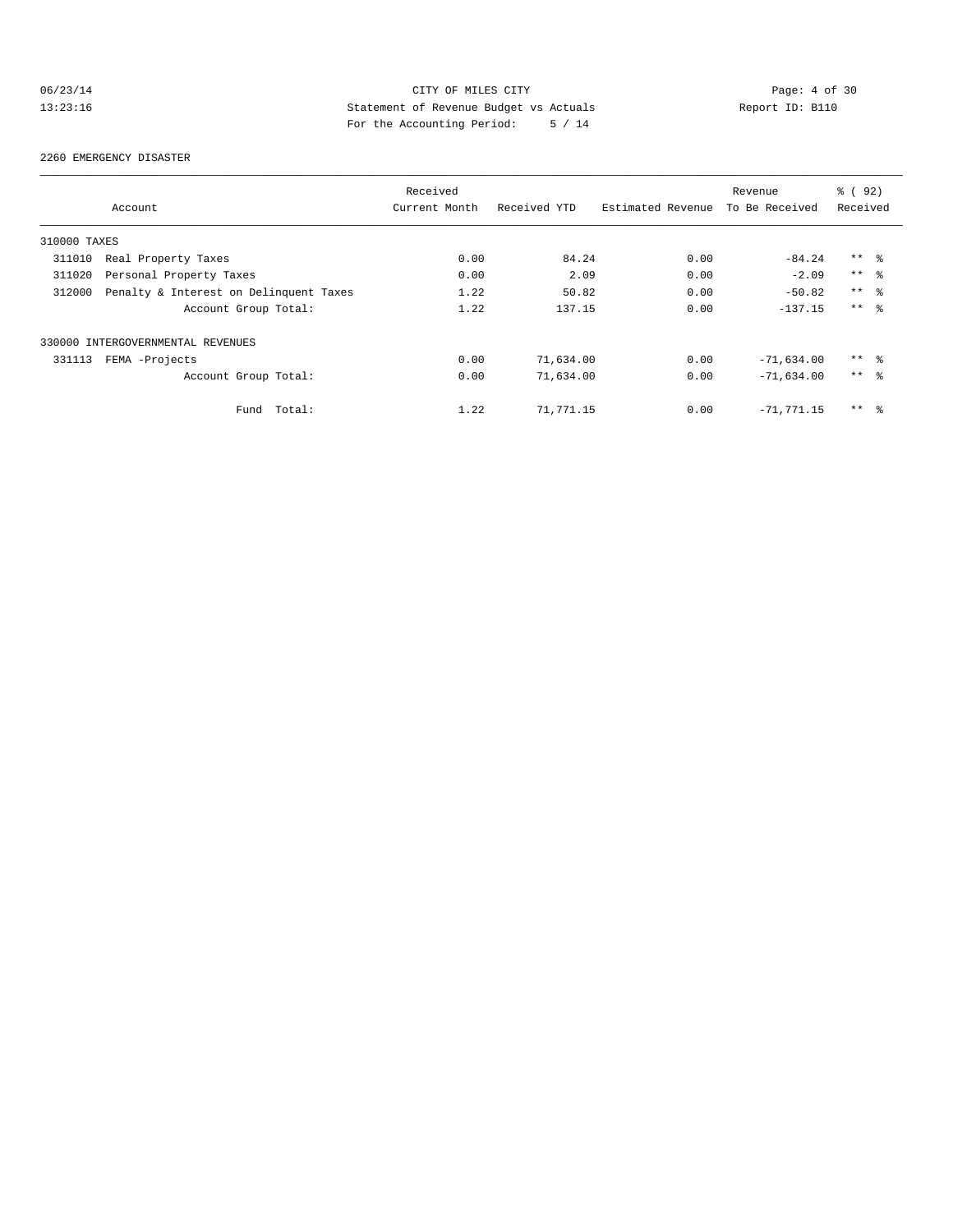CITY OF MILES CITY
Statement of Revenue Budget vs Actuals
For the Accounting Period: 5 / 14

2260 EMERGENCY DISASTER

| Account | Received Current Month | Received YTD | Estimated Revenue | Revenue To Be Received | % ( 92) Received |
|---|---|---|---|---|---|
| 310000 TAXES | | | | | |
| 311010 Real Property Taxes | 0.00 | 84.24 | 0.00 | -84.24 | ** % |
| 311020 Personal Property Taxes | 0.00 | 2.09 | 0.00 | -2.09 | ** % |
| 312000 Penalty & Interest on Delinquent Taxes | 1.22 | 50.82 | 0.00 | -50.82 | ** % |
| Account Group Total: | 1.22 | 137.15 | 0.00 | -137.15 | ** % |
| 330000 INTERGOVERNMENTAL REVENUES | | | | | |
| 331113 FEMA -Projects | 0.00 | 71,634.00 | 0.00 | -71,634.00 | ** % |
| Account Group Total: | 0.00 | 71,634.00 | 0.00 | -71,634.00 | ** % |
| Fund Total: | 1.22 | 71,771.15 | 0.00 | -71,771.15 | ** % |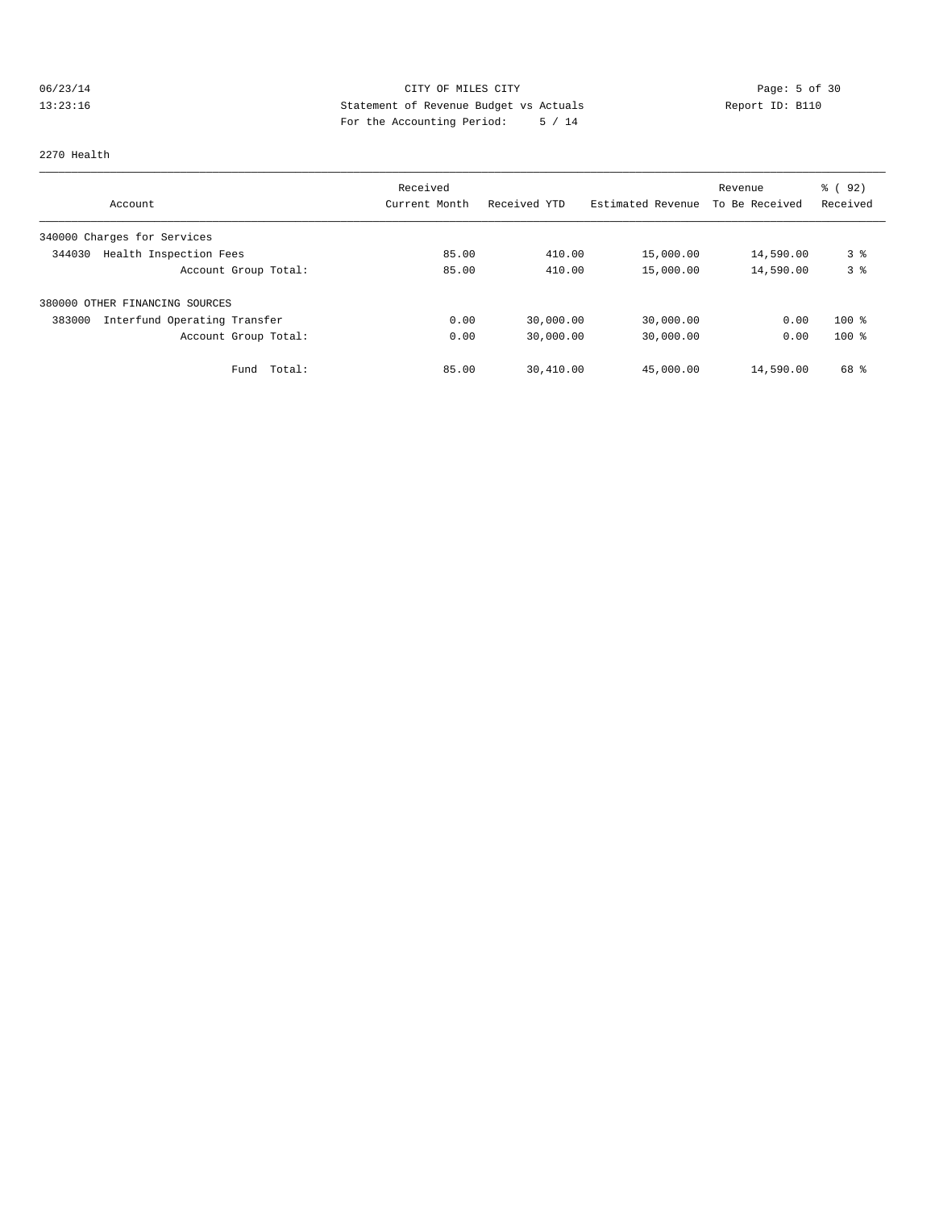CITY OF MILES CITY
Statement of Revenue Budget vs Actuals
For the Accounting Period: 5 / 14

06/23/14
13:23:16

Report ID: B110

2270 Health

| Account | Received Current Month | Received YTD | Estimated Revenue | Revenue To Be Received | % ( 92) Received |
|---|---|---|---|---|---|
| 340000 Charges for Services | | | | | |
| 344030 Health Inspection Fees | 85.00 | 410.00 | 15,000.00 | 14,590.00 | 3 % |
| Account Group Total: | 85.00 | 410.00 | 15,000.00 | 14,590.00 | 3 % |
| 380000 OTHER FINANCING SOURCES | | | | | |
| 383000 Interfund Operating Transfer | 0.00 | 30,000.00 | 30,000.00 | 0.00 | 100 % |
| Account Group Total: | 0.00 | 30,000.00 | 30,000.00 | 0.00 | 100 % |
| Fund Total: | 85.00 | 30,410.00 | 45,000.00 | 14,590.00 | 68 % |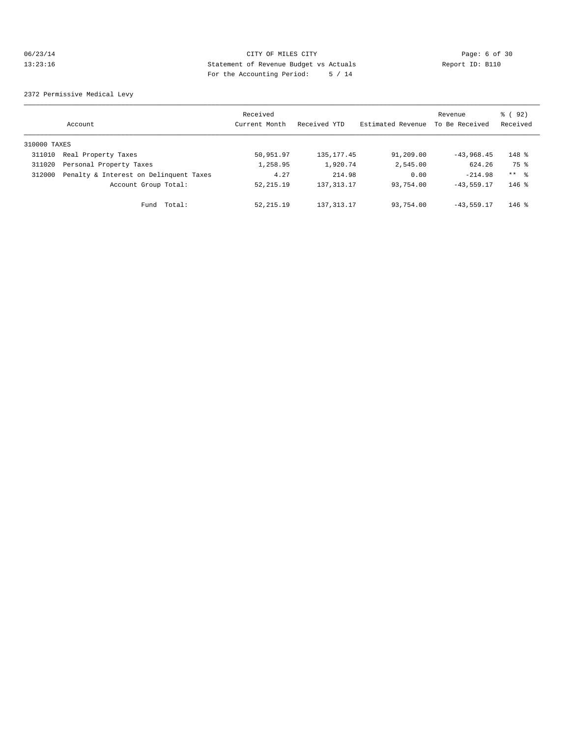CITY OF MILES CITY
Statement of Revenue Budget vs Actuals
For the Accounting Period: 5 / 14

06/23/14
13:23:16

Report ID: B110

2372 Permissive Medical Levy

| Account | | Received Current Month | Received YTD | Estimated Revenue | Revenue To Be Received | % ( 92) Received |
|---|---|---|---|---|---|---|
| 310000 TAXES | | | | | | |
| 311010 | Real Property Taxes | 50,951.97 | 135,177.45 | 91,209.00 | -43,968.45 | 148 % |
| 311020 | Personal Property Taxes | 1,258.95 | 1,920.74 | 2,545.00 | 624.26 | 75 % |
| 312000 | Penalty & Interest on Delinquent Taxes | 4.27 | 214.98 | 0.00 | -214.98 | ** % |
| | Account Group Total: | 52,215.19 | 137,313.17 | 93,754.00 | -43,559.17 | 146 % |
| | Fund Total: | 52,215.19 | 137,313.17 | 93,754.00 | -43,559.17 | 146 % |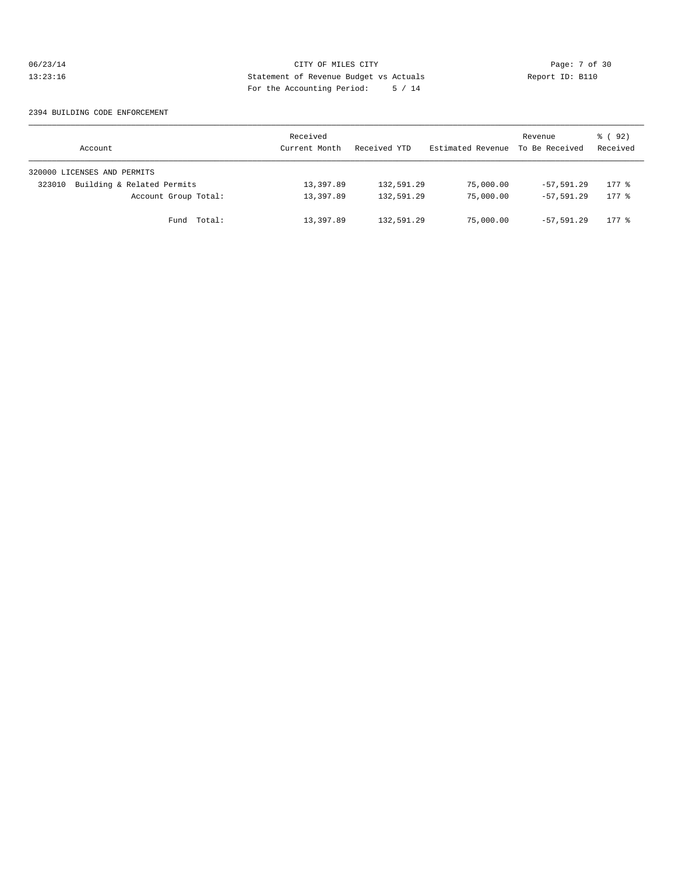CITY OF MILES CITY
Statement of Revenue Budget vs Actuals
For the Accounting Period: 5 / 14

06/23/14
13:23:16

Report ID: B110

2394 BUILDING CODE ENFORCEMENT

| Account | Received Current Month | Received YTD | Estimated Revenue | Revenue To Be Received | % ( 92) Received |
|---|---|---|---|---|---|
| 320000 LICENSES AND PERMITS | | | | | |
| 323010 Building & Related Permits | 13,397.89 | 132,591.29 | 75,000.00 | -57,591.29 | 177 % |
| Account Group Total: | 13,397.89 | 132,591.29 | 75,000.00 | -57,591.29 | 177 % |
| Fund Total: | 13,397.89 | 132,591.29 | 75,000.00 | -57,591.29 | 177 % |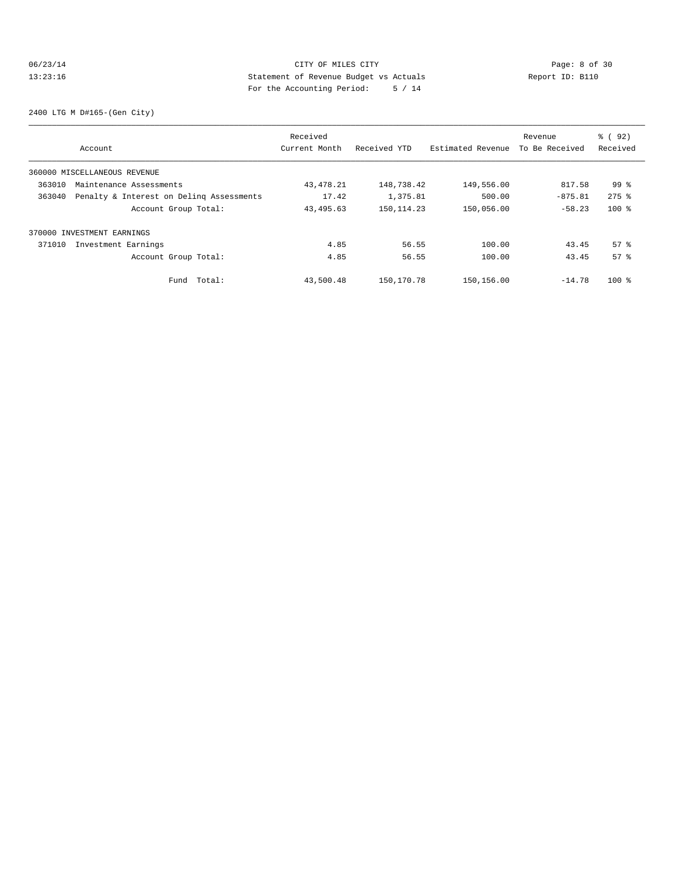CITY OF MILES CITY
Statement of Revenue Budget vs Actuals
For the Accounting Period: 5 / 14

06/23/14
13:23:16
Report ID: B110

2400 LTG M D#165-(Gen City)

| Account | Received Current Month | Received YTD | Estimated Revenue | Revenue To Be Received | % ( 92) Received |
|---|---|---|---|---|---|
| 360000 MISCELLANEOUS REVENUE | | | | | |
| 363010 Maintenance Assessments | 43,478.21 | 148,738.42 | 149,556.00 | 817.58 | 99 % |
| 363040 Penalty & Interest on Delinq Assessments | 17.42 | 1,375.81 | 500.00 | -875.81 | 275 % |
| Account Group Total: | 43,495.63 | 150,114.23 | 150,056.00 | -58.23 | 100 % |
| 370000 INVESTMENT EARNINGS | | | | | |
| 371010 Investment Earnings | 4.85 | 56.55 | 100.00 | 43.45 | 57 % |
| Account Group Total: | 4.85 | 56.55 | 100.00 | 43.45 | 57 % |
| Fund Total: | 43,500.48 | 150,170.78 | 150,156.00 | -14.78 | 100 % |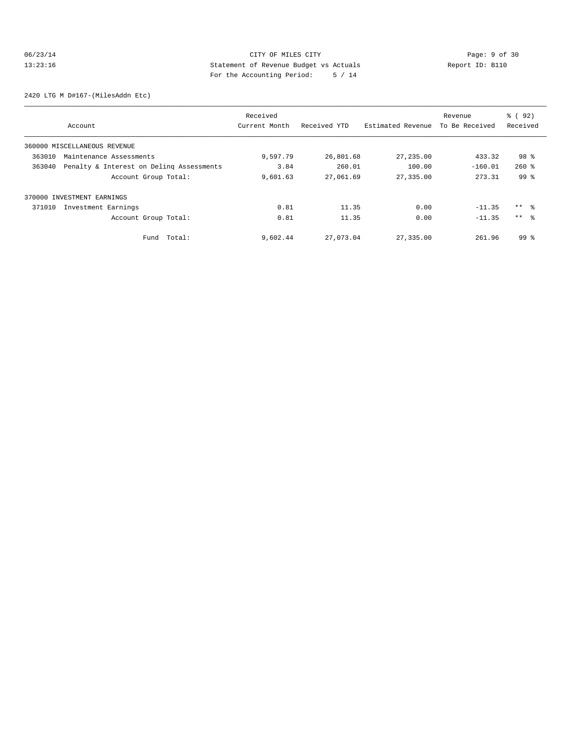CITY OF MILES CITY
Statement of Revenue Budget vs Actuals
For the Accounting Period: 5 / 14

06/23/14
13:23:16

Report ID: B110

2420 LTG M D#167-(MilesAddn Etc)

| Account | Received Current Month | Received YTD | Estimated Revenue | Revenue To Be Received | % ( 92) Received |
|---|---|---|---|---|---|
| 360000 MISCELLANEOUS REVENUE | | | | | |
| 363010 Maintenance Assessments | 9,597.79 | 26,801.68 | 27,235.00 | 433.32 | 98 % |
| 363040 Penalty & Interest on Delinq Assessments | 3.84 | 260.01 | 100.00 | -160.01 | 260 % |
| Account Group Total: | 9,601.63 | 27,061.69 | 27,335.00 | 273.31 | 99 % |
| 370000 INVESTMENT EARNINGS | | | | | |
| 371010 Investment Earnings | 0.81 | 11.35 | 0.00 | -11.35 | ** % |
| Account Group Total: | 0.81 | 11.35 | 0.00 | -11.35 | ** % |
| Fund Total: | 9,602.44 | 27,073.04 | 27,335.00 | 261.96 | 99 % |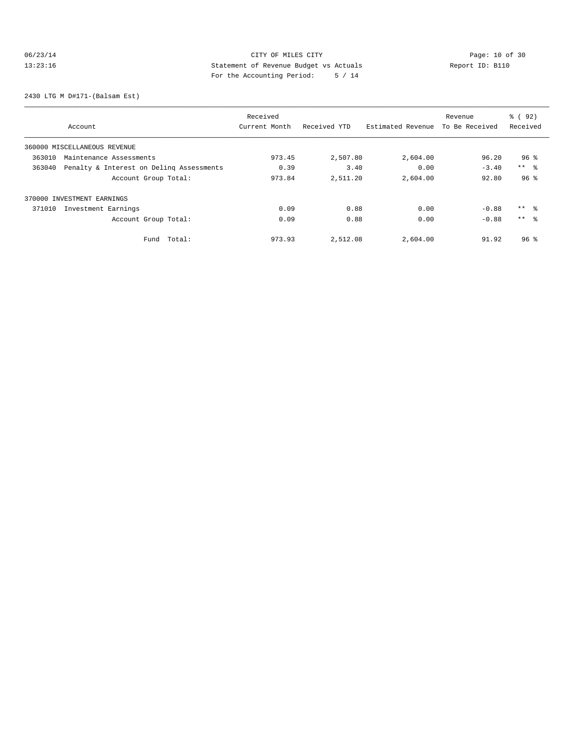CITY OF MILES CITY
Statement of Revenue Budget vs Actuals
For the Accounting Period: 5 / 14

06/23/14
13:23:16

Report ID: B110

2430 LTG M D#171-(Balsam Est)

| Account | Received Current Month | Received YTD | Estimated Revenue | Revenue To Be Received | % ( 92) Received |
|---|---|---|---|---|---|
| 360000 MISCELLANEOUS REVENUE | | | | | |
| 363010 Maintenance Assessments | 973.45 | 2,507.80 | 2,604.00 | 96.20 | 96 % |
| 363040 Penalty & Interest on Delinq Assessments | 0.39 | 3.40 | 0.00 | -3.40 | ** % |
| Account Group Total: | 973.84 | 2,511.20 | 2,604.00 | 92.80 | 96 % |
| 370000 INVESTMENT EARNINGS | | | | | |
| 371010 Investment Earnings | 0.09 | 0.88 | 0.00 | -0.88 | ** % |
| Account Group Total: | 0.09 | 0.88 | 0.00 | -0.88 | ** % |
| Fund Total: | 973.93 | 2,512.08 | 2,604.00 | 91.92 | 96 % |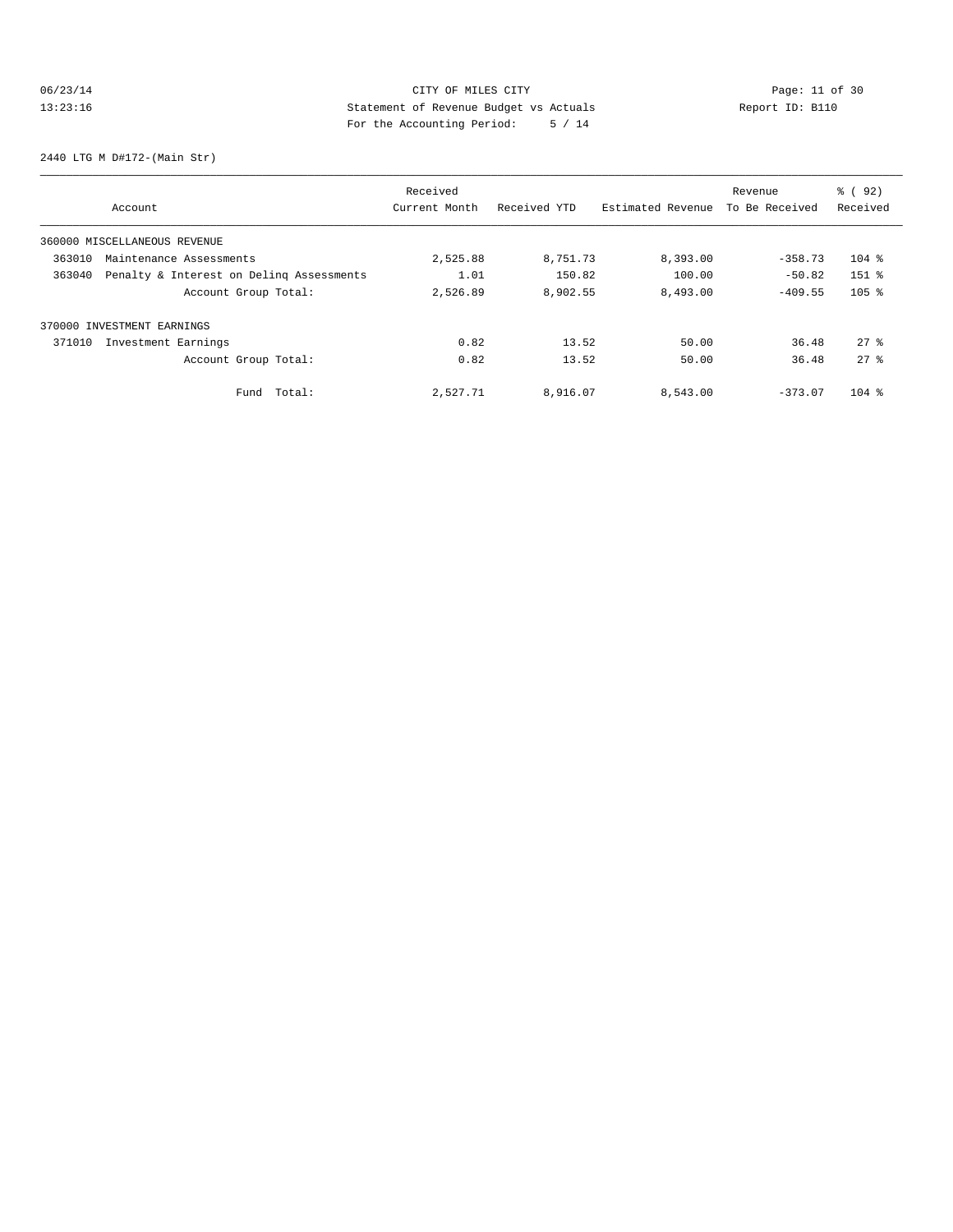CITY OF MILES CITY
Statement of Revenue Budget vs Actuals
For the Accounting Period: 5 / 14

Report ID: B110

2440 LTG M D#172-(Main Str)

| Account | Received Current Month | Received YTD | Estimated Revenue | Revenue To Be Received | % ( 92) Received |
|---|---|---|---|---|---|
| 360000 MISCELLANEOUS REVENUE | | | | | |
| 363010 Maintenance Assessments | 2,525.88 | 8,751.73 | 8,393.00 | -358.73 | 104 % |
| 363040 Penalty & Interest on Delinq Assessments | 1.01 | 150.82 | 100.00 | -50.82 | 151 % |
| Account Group Total: | 2,526.89 | 8,902.55 | 8,493.00 | -409.55 | 105 % |
| 370000 INVESTMENT EARNINGS | | | | | |
| 371010 Investment Earnings | 0.82 | 13.52 | 50.00 | 36.48 | 27 % |
| Account Group Total: | 0.82 | 13.52 | 50.00 | 36.48 | 27 % |
| Fund Total: | 2,527.71 | 8,916.07 | 8,543.00 | -373.07 | 104 % |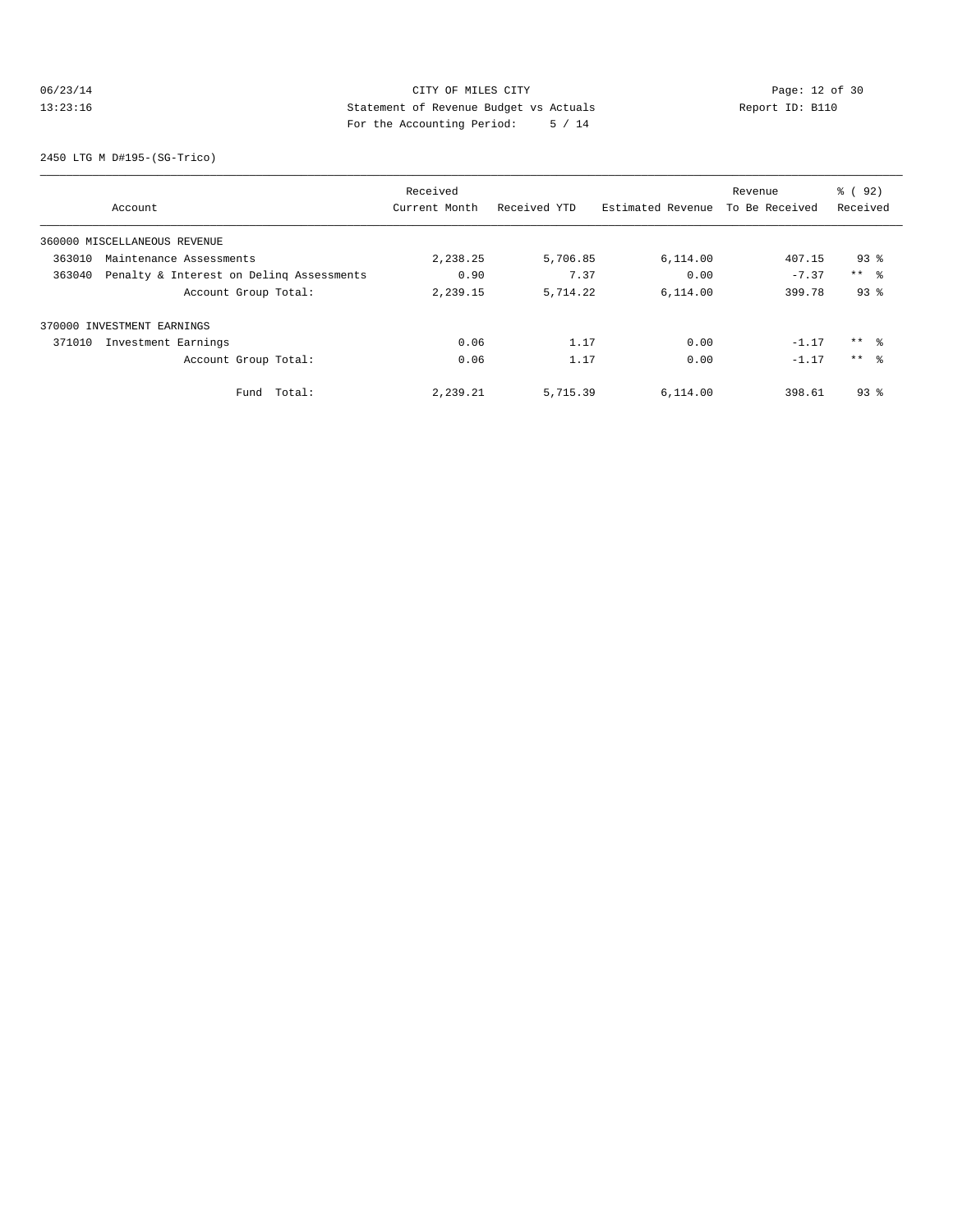06/23/14 CITY OF MILES CITY
13:23:16 Statement of Revenue Budget vs Actuals Report ID: B110
For the Accounting Period: 5 / 14

2450 LTG M D#195-(SG-Trico)

| Account | Received Current Month | Received YTD | Estimated Revenue | Revenue To Be Received | % ( 92) Received |
|---|---|---|---|---|---|
| 360000 MISCELLANEOUS REVENUE | | | | | |
| 363010 Maintenance Assessments | 2,238.25 | 5,706.85 | 6,114.00 | 407.15 | 93 % |
| 363040 Penalty & Interest on Delinq Assessments | 0.90 | 7.37 | 0.00 | -7.37 | ** % |
| Account Group Total: | 2,239.15 | 5,714.22 | 6,114.00 | 399.78 | 93 % |
| 370000 INVESTMENT EARNINGS | | | | | |
| 371010 Investment Earnings | 0.06 | 1.17 | 0.00 | -1.17 | ** % |
| Account Group Total: | 0.06 | 1.17 | 0.00 | -1.17 | ** % |
| Fund Total: | 2,239.21 | 5,715.39 | 6,114.00 | 398.61 | 93 % |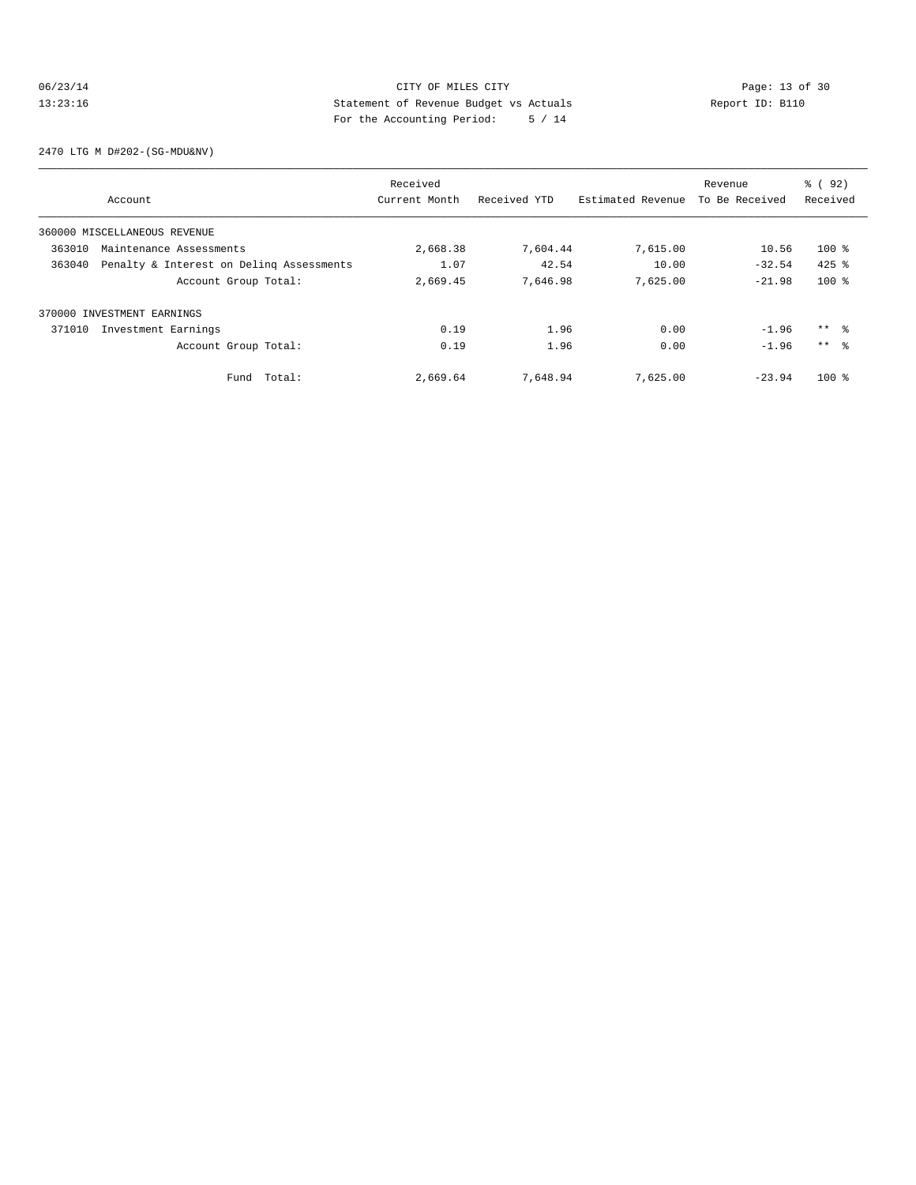CITY OF MILES CITY
Statement of Revenue Budget vs Actuals
For the Accounting Period: 5 / 14

06/23/14 13:23:16 — Report ID: B110

2470 LTG M D#202-(SG-MDU&NV)

| Account | Received Current Month | Received YTD | Estimated Revenue | Revenue To Be Received | % ( 92) Received |
|---|---|---|---|---|---|
| 360000 MISCELLANEOUS REVENUE | | | | | |
| 363010 Maintenance Assessments | 2,668.38 | 7,604.44 | 7,615.00 | 10.56 | 100 % |
| 363040 Penalty & Interest on Delinq Assessments | 1.07 | 42.54 | 10.00 | -32.54 | 425 % |
| Account Group Total: | 2,669.45 | 7,646.98 | 7,625.00 | -21.98 | 100 % |
| 370000 INVESTMENT EARNINGS | | | | | |
| 371010 Investment Earnings | 0.19 | 1.96 | 0.00 | -1.96 | ** % |
| Account Group Total: | 0.19 | 1.96 | 0.00 | -1.96 | ** % |
| Fund Total: | 2,669.64 | 7,648.94 | 7,625.00 | -23.94 | 100 % |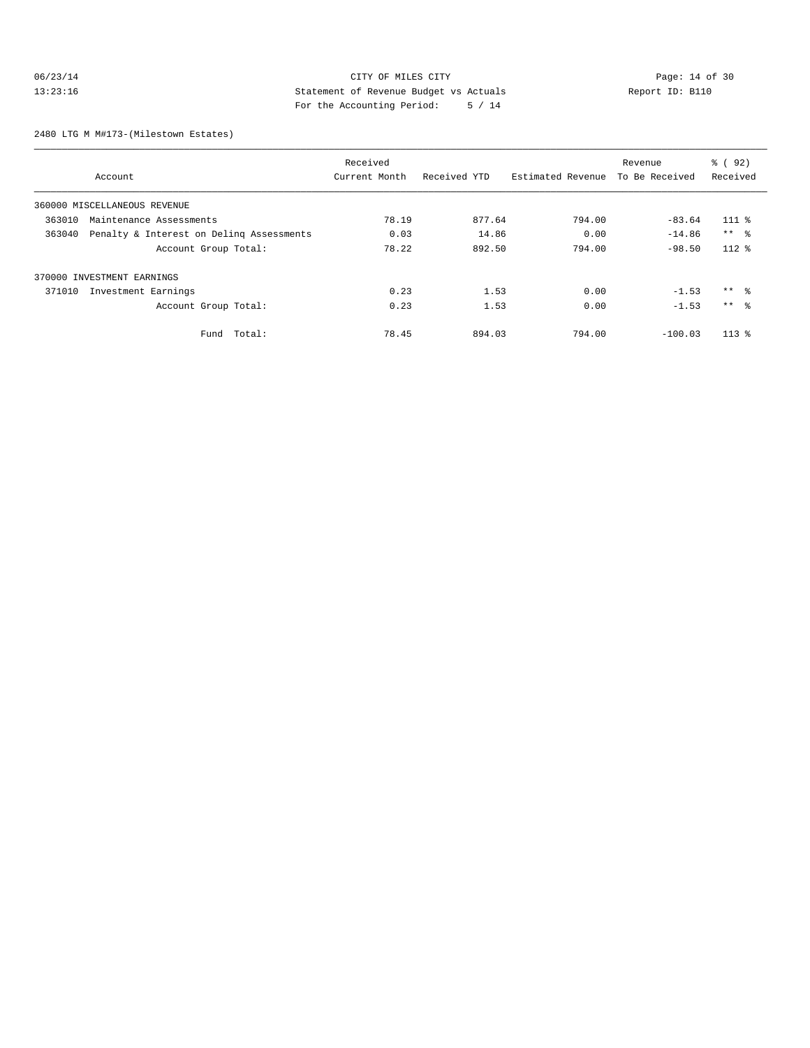CITY OF MILES CITY
Statement of Revenue Budget vs Actuals
For the Accounting Period: 5 / 14

06/23/14 13:23:16 Report ID: B110

2480 LTG M M#173-(Milestown Estates)

| Account | Received Current Month | Received YTD | Estimated Revenue | Revenue To Be Received | % ( 92) Received |
|---|---|---|---|---|---|
| 360000 MISCELLANEOUS REVENUE | | | | | |
| 363010 Maintenance Assessments | 78.19 | 877.64 | 794.00 | -83.64 | 111 % |
| 363040 Penalty & Interest on Delinq Assessments | 0.03 | 14.86 | 0.00 | -14.86 | ** % |
| Account Group Total: | 78.22 | 892.50 | 794.00 | -98.50 | 112 % |
| 370000 INVESTMENT EARNINGS | | | | | |
| 371010 Investment Earnings | 0.23 | 1.53 | 0.00 | -1.53 | ** % |
| Account Group Total: | 0.23 | 1.53 | 0.00 | -1.53 | ** % |
| Fund Total: | 78.45 | 894.03 | 794.00 | -100.03 | 113 % |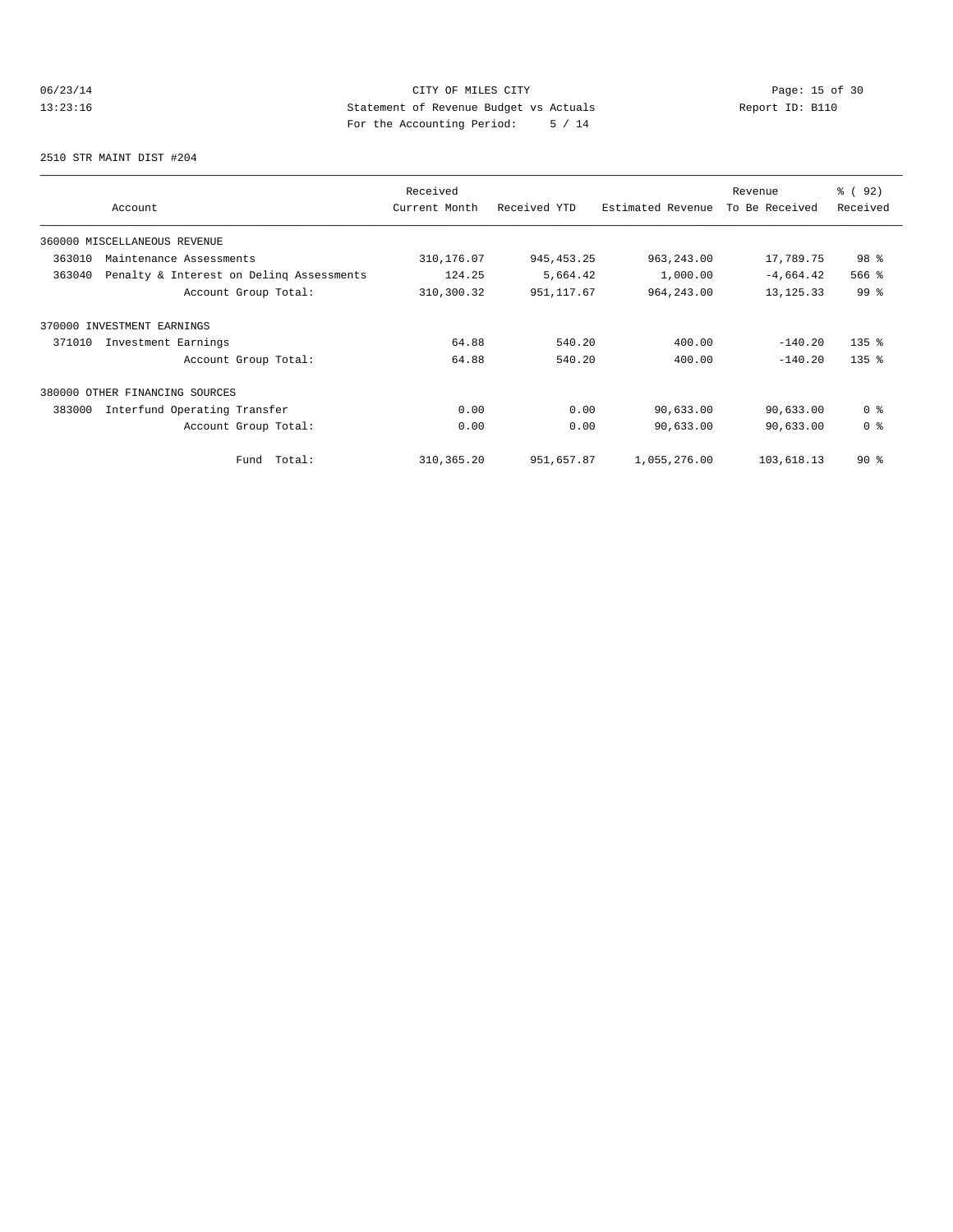CITY OF MILES CITY
Statement of Revenue Budget vs Actuals
For the Accounting Period: 5 / 14

06/23/14
13:23:16

Report ID: B110

2510 STR MAINT DIST #204

| Account | Received Current Month | Received YTD | Estimated Revenue | Revenue To Be Received | % ( 92) Received |
|---|---|---|---|---|---|
| 360000 MISCELLANEOUS REVENUE | | | | | |
| 363010 Maintenance Assessments | 310,176.07 | 945,453.25 | 963,243.00 | 17,789.75 | 98 % |
| 363040 Penalty & Interest on Delinq Assessments | 124.25 | 5,664.42 | 1,000.00 | -4,664.42 | 566 % |
| Account Group Total: | 310,300.32 | 951,117.67 | 964,243.00 | 13,125.33 | 99 % |
| 370000 INVESTMENT EARNINGS | | | | | |
| 371010 Investment Earnings | 64.88 | 540.20 | 400.00 | -140.20 | 135 % |
| Account Group Total: | 64.88 | 540.20 | 400.00 | -140.20 | 135 % |
| 380000 OTHER FINANCING SOURCES | | | | | |
| 383000 Interfund Operating Transfer | 0.00 | 0.00 | 90,633.00 | 90,633.00 | 0 % |
| Account Group Total: | 0.00 | 0.00 | 90,633.00 | 90,633.00 | 0 % |
| Fund Total: | 310,365.20 | 951,657.87 | 1,055,276.00 | 103,618.13 | 90 % |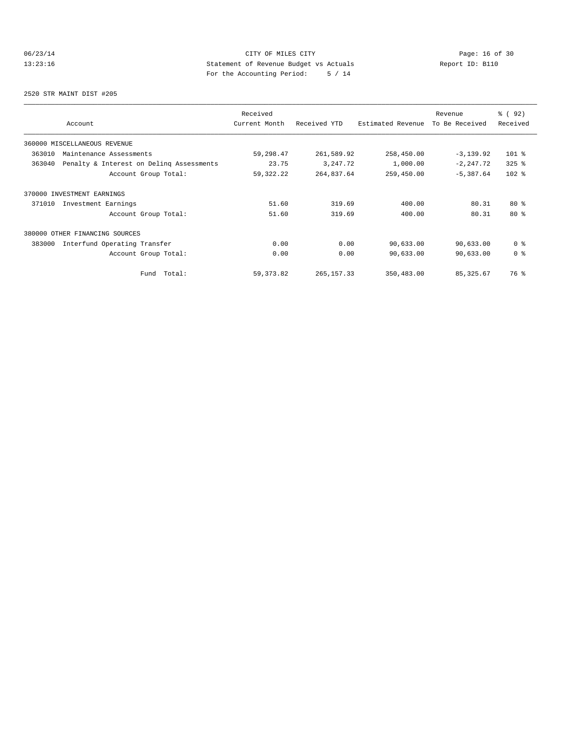CITY OF MILES CITY

Statement of Revenue Budget vs Actuals

For the Accounting Period: 5 / 14

06/23/14 13:23:16 Report ID: B110

2520 STR MAINT DIST #205

| Account | Received Current Month | Received YTD | Estimated Revenue | Revenue To Be Received | % ( 92) Received |
|---|---|---|---|---|---|
| 360000 MISCELLANEOUS REVENUE | | | | | |
| 363010 Maintenance Assessments | 59,298.47 | 261,589.92 | 258,450.00 | -3,139.92 | 101 % |
| 363040 Penalty & Interest on Delinq Assessments | 23.75 | 3,247.72 | 1,000.00 | -2,247.72 | 325 % |
| Account Group Total: | 59,322.22 | 264,837.64 | 259,450.00 | -5,387.64 | 102 % |
| 370000 INVESTMENT EARNINGS | | | | | |
| 371010 Investment Earnings | 51.60 | 319.69 | 400.00 | 80.31 | 80 % |
| Account Group Total: | 51.60 | 319.69 | 400.00 | 80.31 | 80 % |
| 380000 OTHER FINANCING SOURCES | | | | | |
| 383000 Interfund Operating Transfer | 0.00 | 0.00 | 90,633.00 | 90,633.00 | 0 % |
| Account Group Total: | 0.00 | 0.00 | 90,633.00 | 90,633.00 | 0 % |
| Fund Total: | 59,373.82 | 265,157.33 | 350,483.00 | 85,325.67 | 76 % |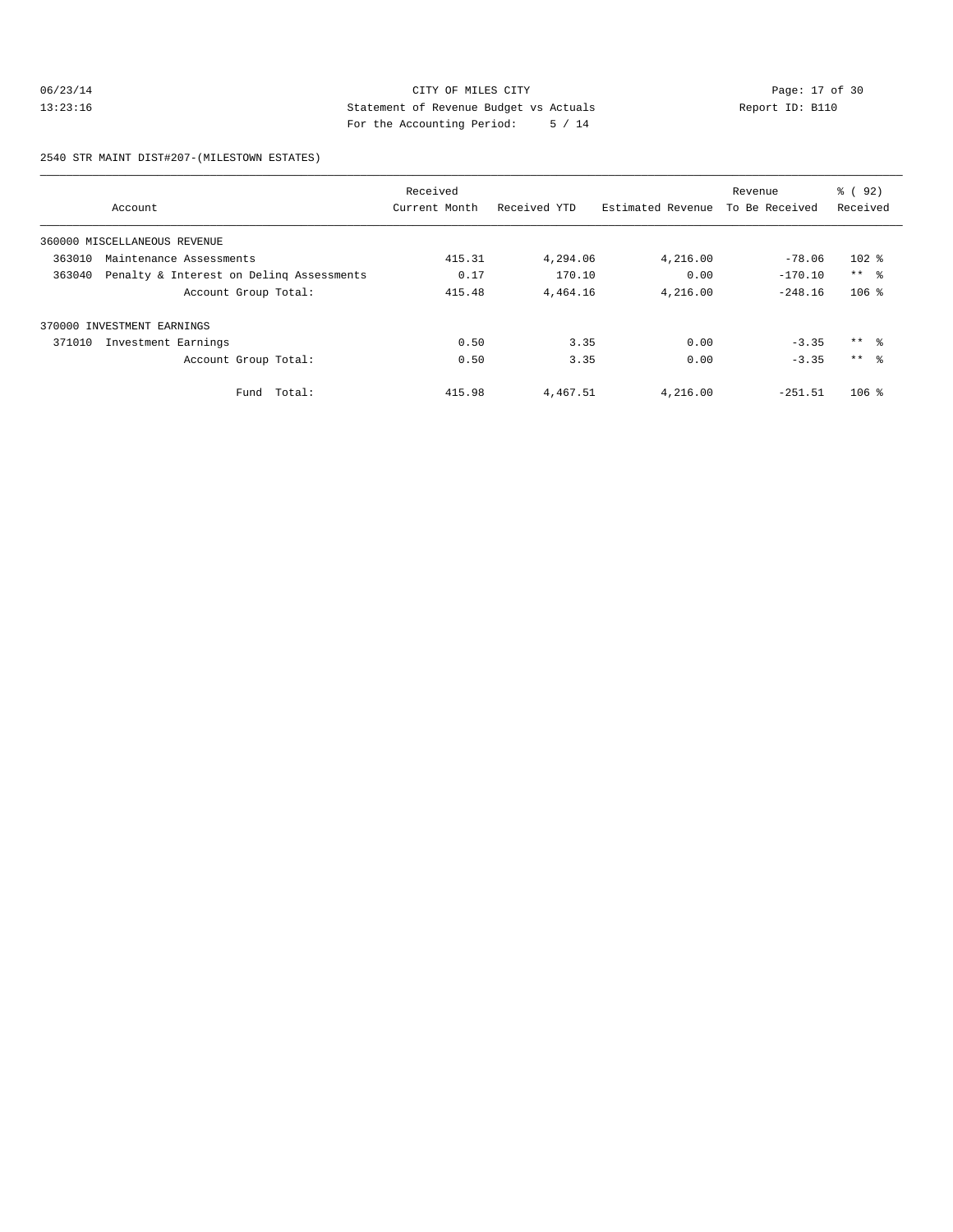CITY OF MILES CITY
Statement of Revenue Budget vs Actuals
For the Accounting Period: 5 / 14

06/23/14 13:23:16

Report ID: B110

## 2540 STR MAINT DIST#207-(MILESTOWN ESTATES)

| Account | Received Current Month | Received YTD | Estimated Revenue | Revenue To Be Received | % ( 92) Received |
|---|---|---|---|---|---|
| 360000 MISCELLANEOUS REVENUE | | | | | |
| 363010 Maintenance Assessments | 415.31 | 4,294.06 | 4,216.00 | -78.06 | 102 % |
| 363040 Penalty & Interest on Delinq Assessments | 0.17 | 170.10 | 0.00 | -170.10 | ** % |
| Account Group Total: | 415.48 | 4,464.16 | 4,216.00 | -248.16 | 106 % |
| 370000 INVESTMENT EARNINGS | | | | | |
| 371010 Investment Earnings | 0.50 | 3.35 | 0.00 | -3.35 | ** % |
| Account Group Total: | 0.50 | 3.35 | 0.00 | -3.35 | ** % |
| Fund Total: | 415.98 | 4,467.51 | 4,216.00 | -251.51 | 106 % |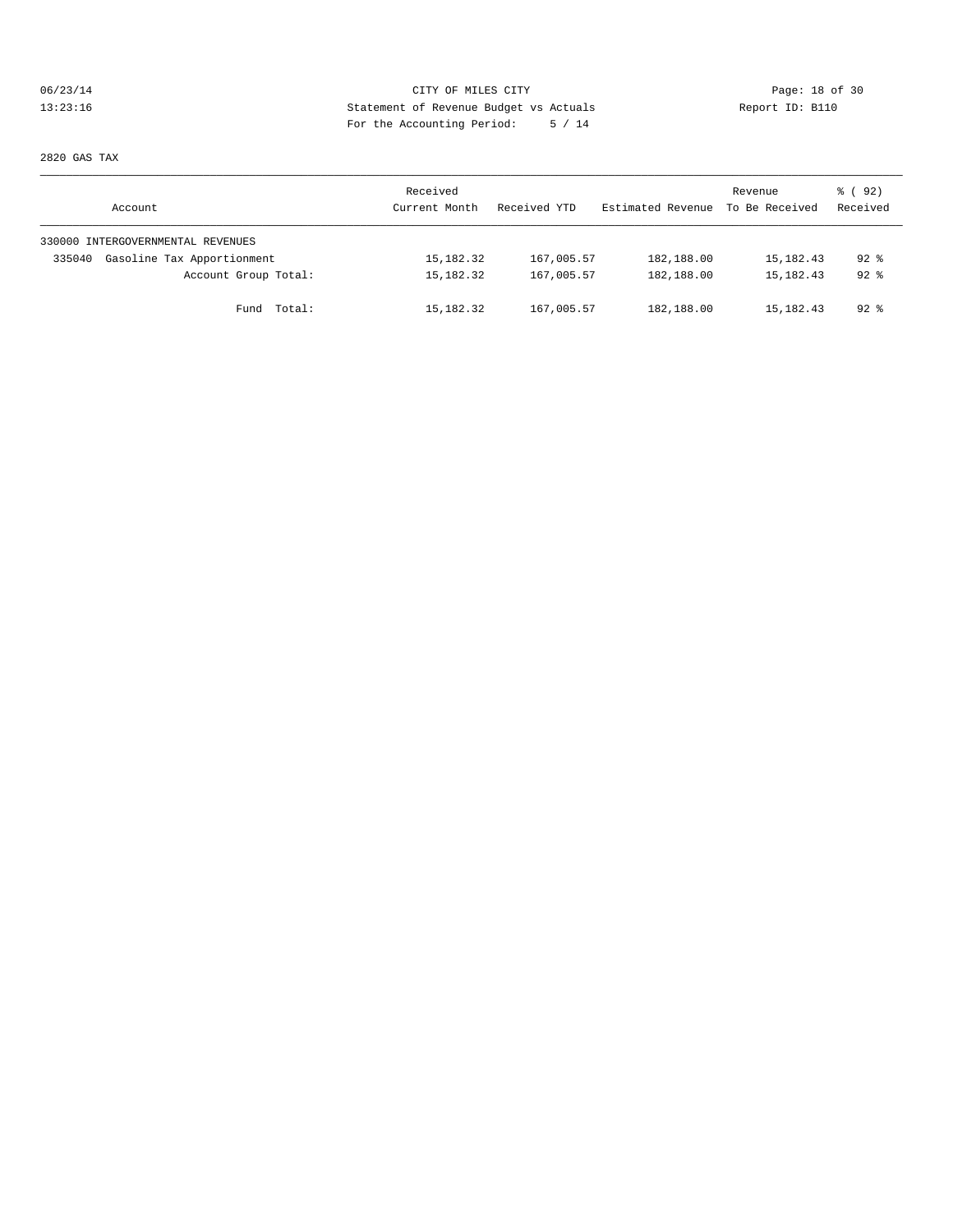CITY OF MILES CITY
Statement of Revenue Budget vs Actuals
For the Accounting Period: 5 / 14

06/23/14
13:23:16

Report ID: B110

2820 GAS TAX

| Account | Received Current Month | Received YTD | Estimated Revenue | Revenue To Be Received | % ( 92) Received |
|---|---|---|---|---|---|
| 330000 INTERGOVERNMENTAL REVENUES | | | | | |
| 335040 Gasoline Tax Apportionment | 15,182.32 | 167,005.57 | 182,188.00 | 15,182.43 | 92 % |
| Account Group Total: | 15,182.32 | 167,005.57 | 182,188.00 | 15,182.43 | 92 % |
| Fund Total: | 15,182.32 | 167,005.57 | 182,188.00 | 15,182.43 | 92 % |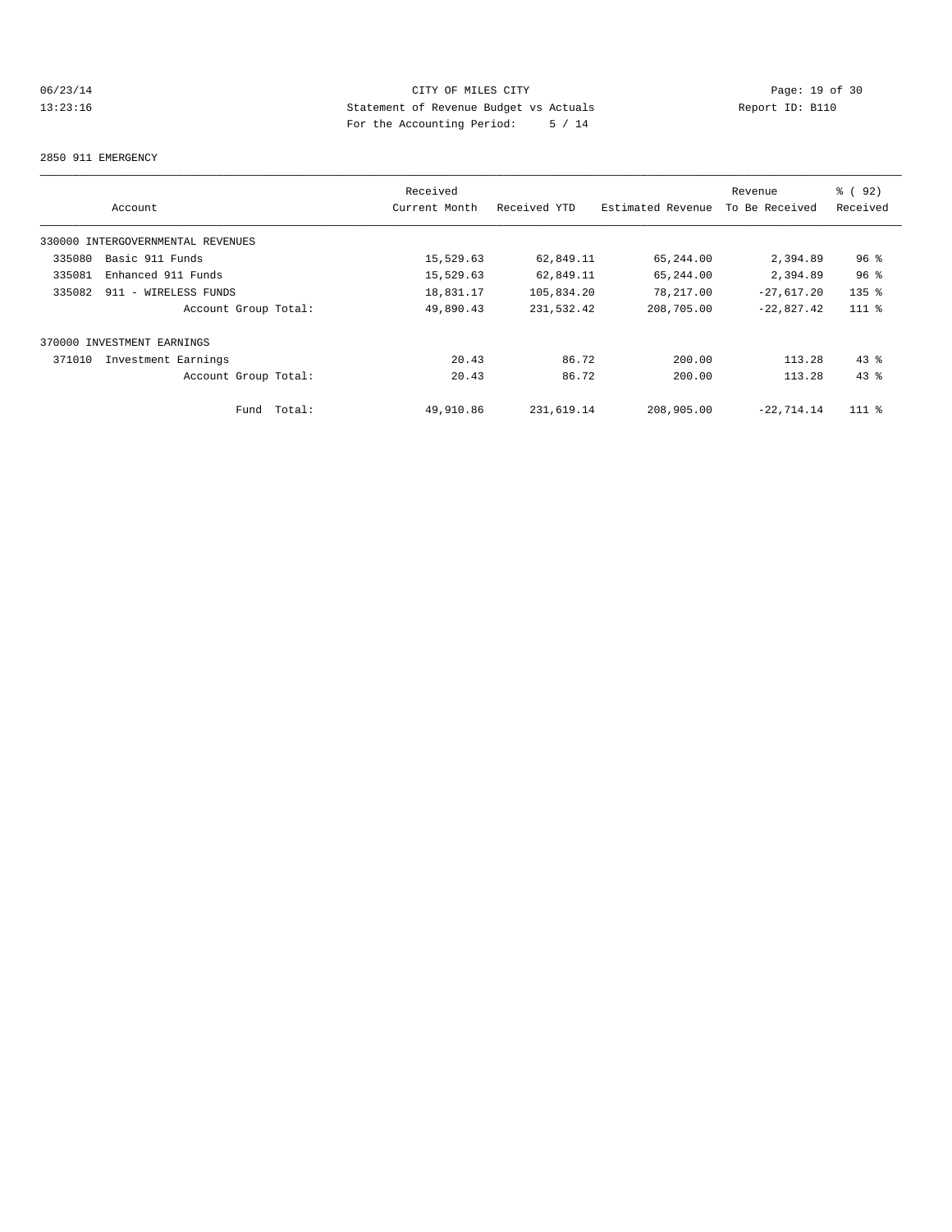CITY OF MILES CITY
Statement of Revenue Budget vs Actuals
For the Accounting Period: 5 / 14

06/23/14
13:23:16

Report ID: B110

2850 911 EMERGENCY

| Account | Received Current Month | Received YTD | Estimated Revenue | Revenue To Be Received | % ( 92) Received |
|---|---|---|---|---|---|
| 330000 INTERGOVERNMENTAL REVENUES | | | | | |
| 335080 Basic 911 Funds | 15,529.63 | 62,849.11 | 65,244.00 | 2,394.89 | 96 % |
| 335081 Enhanced 911 Funds | 15,529.63 | 62,849.11 | 65,244.00 | 2,394.89 | 96 % |
| 335082 911 - WIRELESS FUNDS | 18,831.17 | 105,834.20 | 78,217.00 | -27,617.20 | 135 % |
| Account Group Total: | 49,890.43 | 231,532.42 | 208,705.00 | -22,827.42 | 111 % |
| 370000 INVESTMENT EARNINGS | | | | | |
| 371010 Investment Earnings | 20.43 | 86.72 | 200.00 | 113.28 | 43 % |
| Account Group Total: | 20.43 | 86.72 | 200.00 | 113.28 | 43 % |
| Fund Total: | 49,910.86 | 231,619.14 | 208,905.00 | -22,714.14 | 111 % |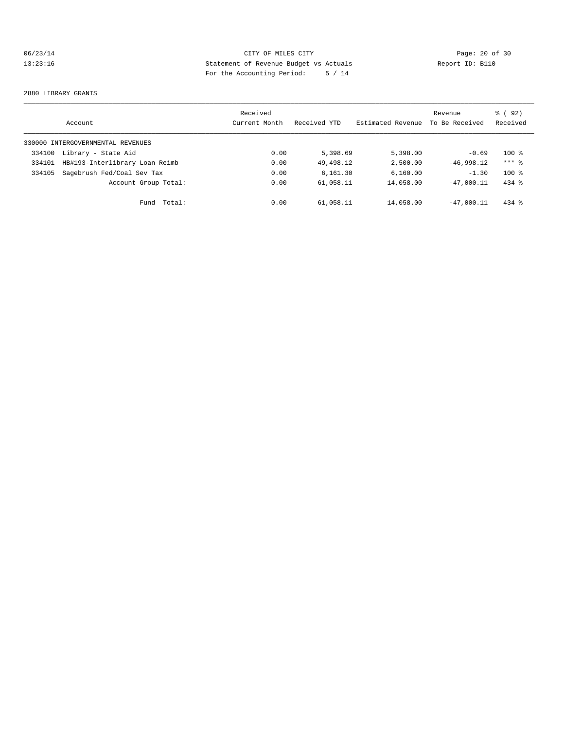CITY OF MILES CITY
Statement of Revenue Budget vs Actuals
For the Accounting Period: 5 / 14

06/23/14
13:23:16

Report ID: B110

2880 LIBRARY GRANTS

| Account | | Received Current Month | Received YTD | Estimated Revenue | Revenue To Be Received | % ( 92) Received |
|---|---|---|---|---|---|---|
| 330000 INTERGOVERNMENTAL REVENUES | | | | | | |
| 334100 | Library - State Aid | 0.00 | 5,398.69 | 5,398.00 | -0.69 | 100 % |
| 334101 | HB#193-Interlibrary Loan Reimb | 0.00 | 49,498.12 | 2,500.00 | -46,998.12 | *** % |
| 334105 | Sagebrush Fed/Coal Sev Tax | 0.00 | 6,161.30 | 6,160.00 | -1.30 | 100 % |
| | Account Group Total: | 0.00 | 61,058.11 | 14,058.00 | -47,000.11 | 434 % |
| | Fund Total: | 0.00 | 61,058.11 | 14,058.00 | -47,000.11 | 434 % |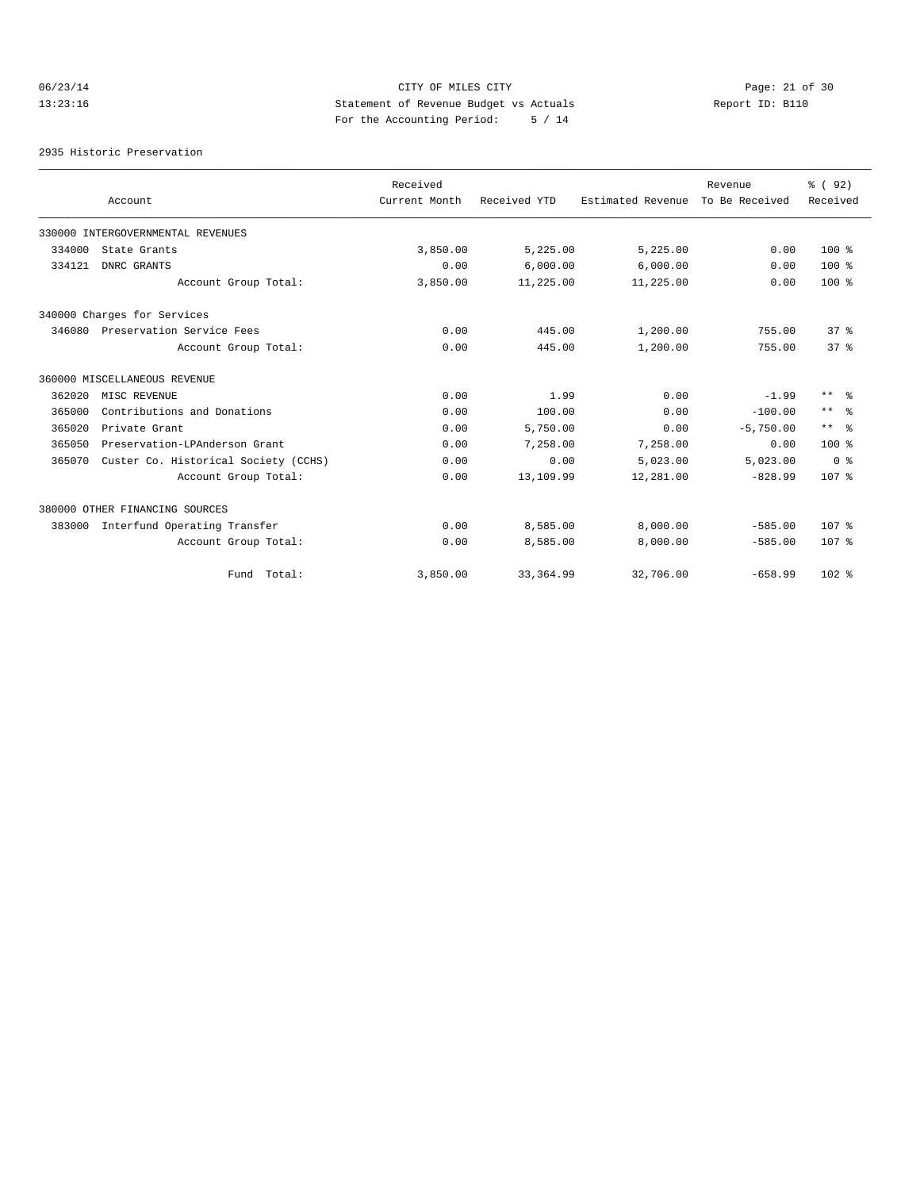CITY OF MILES CITY
Statement of Revenue Budget vs Actuals
For the Accounting Period: 5 / 14

06/23/14
13:23:16

Report ID: B110

2935 Historic Preservation

| Account | Received Current Month | Received YTD | Estimated Revenue | Revenue To Be Received | % ( 92) Received |
|---|---|---|---|---|---|
| 330000 INTERGOVERNMENTAL REVENUES | | | | | |
| 334000 State Grants | 3,850.00 | 5,225.00 | 5,225.00 | 0.00 | 100 % |
| 334121 DNRC GRANTS | 0.00 | 6,000.00 | 6,000.00 | 0.00 | 100 % |
| Account Group Total: | 3,850.00 | 11,225.00 | 11,225.00 | 0.00 | 100 % |
| 340000 Charges for Services | | | | | |
| 346080 Preservation Service Fees | 0.00 | 445.00 | 1,200.00 | 755.00 | 37 % |
| Account Group Total: | 0.00 | 445.00 | 1,200.00 | 755.00 | 37 % |
| 360000 MISCELLANEOUS REVENUE | | | | | |
| 362020 MISC REVENUE | 0.00 | 1.99 | 0.00 | -1.99 | ** % |
| 365000 Contributions and Donations | 0.00 | 100.00 | 0.00 | -100.00 | ** % |
| 365020 Private Grant | 0.00 | 5,750.00 | 0.00 | -5,750.00 | ** % |
| 365050 Preservation-LPAnderson Grant | 0.00 | 7,258.00 | 7,258.00 | 0.00 | 100 % |
| 365070 Custer Co. Historical Society (CCHS) | 0.00 | 0.00 | 5,023.00 | 5,023.00 | 0 % |
| Account Group Total: | 0.00 | 13,109.99 | 12,281.00 | -828.99 | 107 % |
| 380000 OTHER FINANCING SOURCES | | | | | |
| 383000 Interfund Operating Transfer | 0.00 | 8,585.00 | 8,000.00 | -585.00 | 107 % |
| Account Group Total: | 0.00 | 8,585.00 | 8,000.00 | -585.00 | 107 % |
| Fund Total: | 3,850.00 | 33,364.99 | 32,706.00 | -658.99 | 102 % |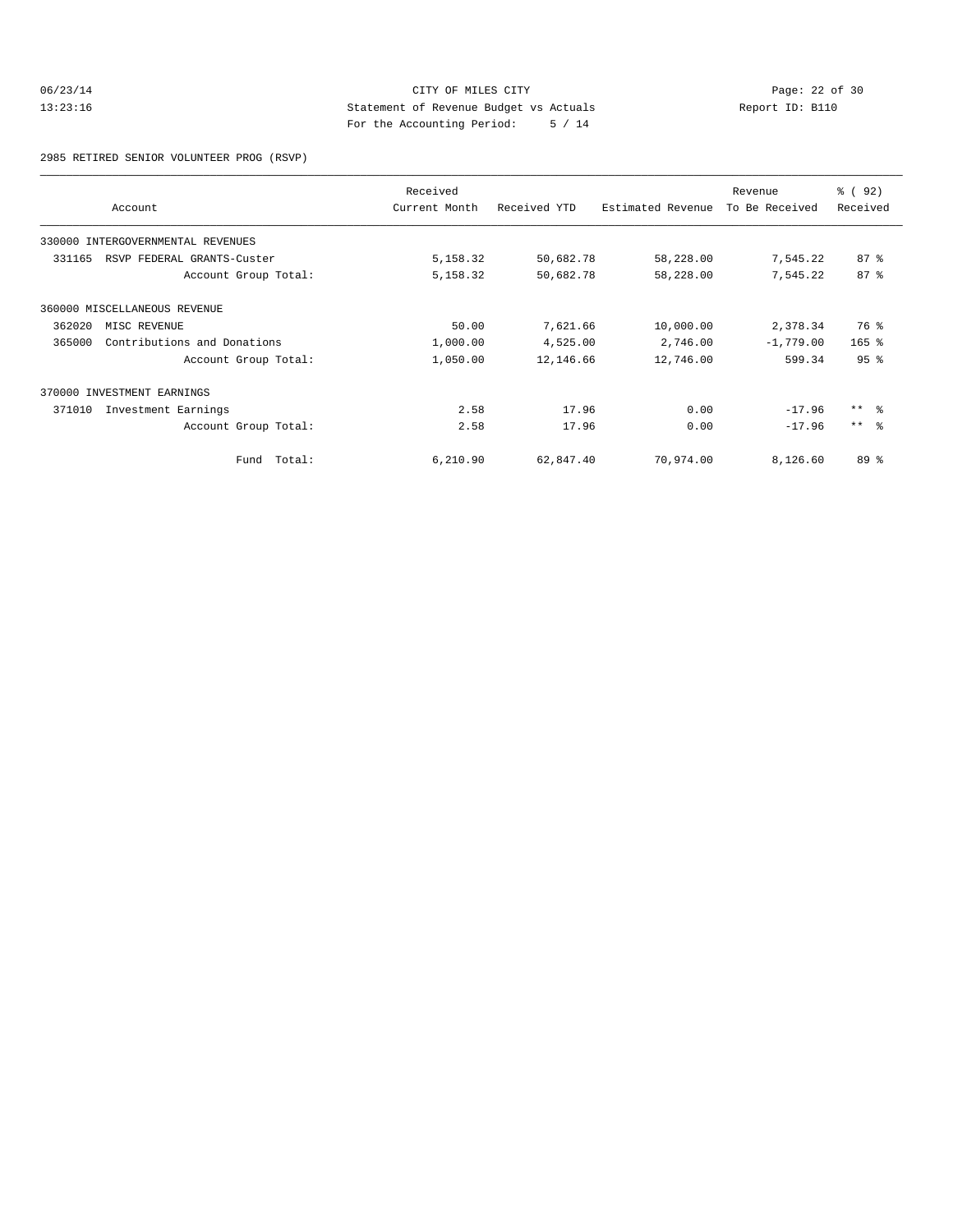CITY OF MILES CITY
Statement of Revenue Budget vs Actuals
For the Accounting Period: 5 / 14

06/23/14
13:23:16

Report ID: B110

2985 RETIRED SENIOR VOLUNTEER PROG (RSVP)

| Account | Received Current Month | Received YTD | Estimated Revenue | Revenue To Be Received | % ( 92) Received |
|---|---|---|---|---|---|
| 330000 INTERGOVERNMENTAL REVENUES | | | | | |
| 331165 RSVP FEDERAL GRANTS-Custer | 5,158.32 | 50,682.78 | 58,228.00 | 7,545.22 | 87 % |
| Account Group Total: | 5,158.32 | 50,682.78 | 58,228.00 | 7,545.22 | 87 % |
| 360000 MISCELLANEOUS REVENUE | | | | | |
| 362020 MISC REVENUE | 50.00 | 7,621.66 | 10,000.00 | 2,378.34 | 76 % |
| 365000 Contributions and Donations | 1,000.00 | 4,525.00 | 2,746.00 | -1,779.00 | 165 % |
| Account Group Total: | 1,050.00 | 12,146.66 | 12,746.00 | 599.34 | 95 % |
| 370000 INVESTMENT EARNINGS | | | | | |
| 371010 Investment Earnings | 2.58 | 17.96 | 0.00 | -17.96 | ** % |
| Account Group Total: | 2.58 | 17.96 | 0.00 | -17.96 | ** % |
| Fund Total: | 6,210.90 | 62,847.40 | 70,974.00 | 8,126.60 | 89 % |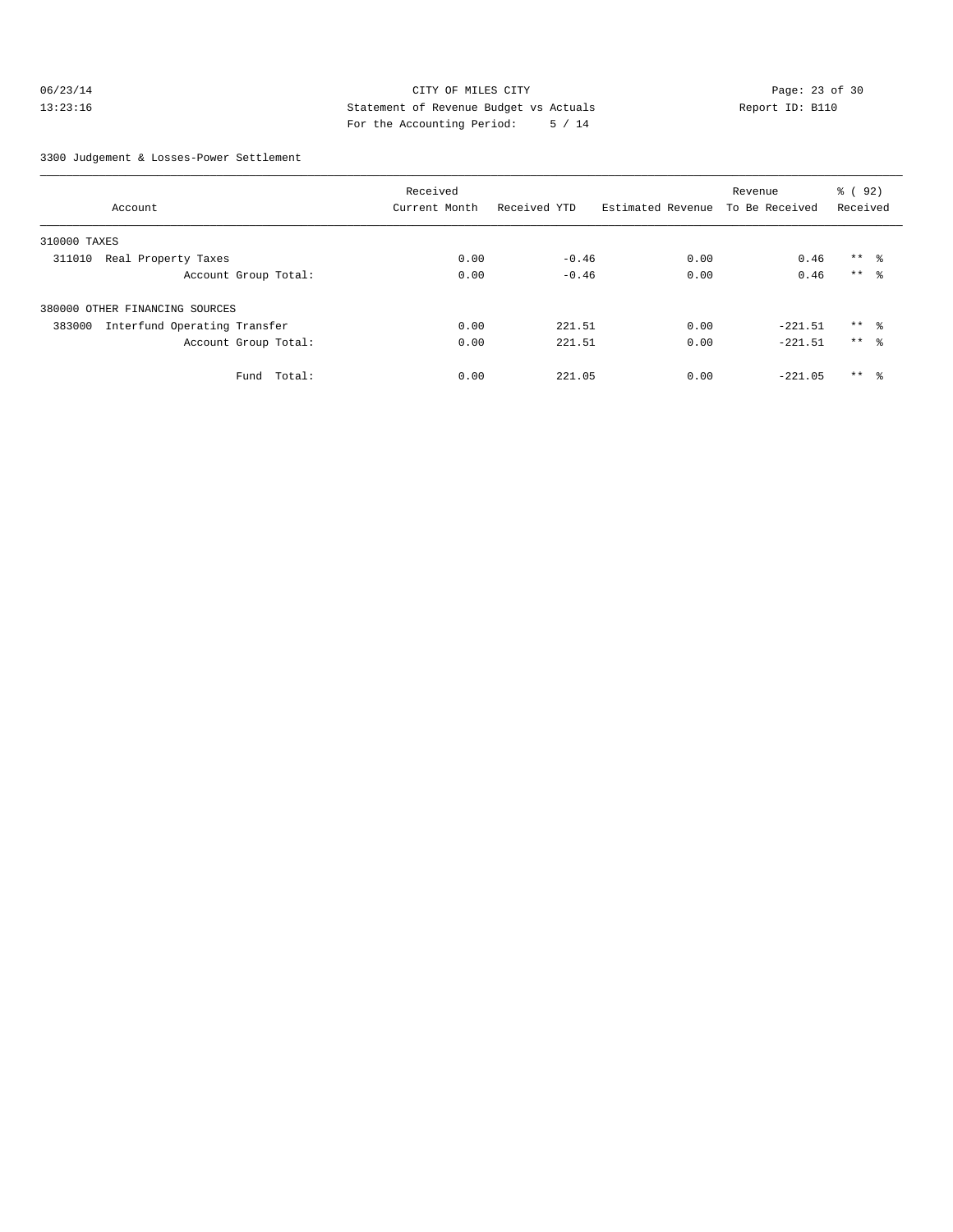CITY OF MILES CITY
Statement of Revenue Budget vs Actuals
For the Accounting Period: 5 / 14

06/23/14
13:23:16

Report ID: B110

3300 Judgement & Losses-Power Settlement

| Account | Received Current Month | Received YTD | Estimated Revenue | Revenue To Be Received | % ( 92) Received |
|---|---|---|---|---|---|
| 310000 TAXES | | | | | |
| 311010 Real Property Taxes | 0.00 | -0.46 | 0.00 | 0.46 | ** % |
| Account Group Total: | 0.00 | -0.46 | 0.00 | 0.46 | ** % |
| 380000 OTHER FINANCING SOURCES | | | | | |
| 383000 Interfund Operating Transfer | 0.00 | 221.51 | 0.00 | -221.51 | ** % |
| Account Group Total: | 0.00 | 221.51 | 0.00 | -221.51 | ** % |
| Fund Total: | 0.00 | 221.05 | 0.00 | -221.05 | ** % |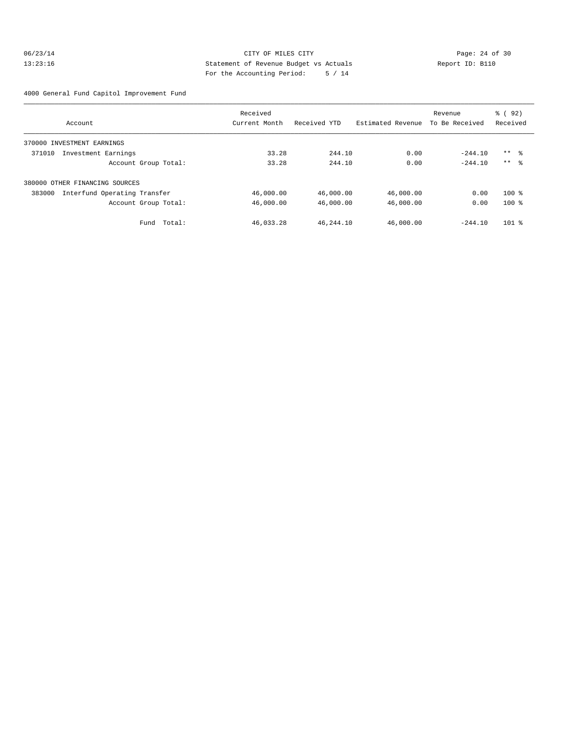CITY OF MILES CITY
Statement of Revenue Budget vs Actuals
For the Accounting Period: 5 / 14

06/23/14
13:23:16

Report ID: B110

4000 General Fund Capitol Improvement Fund

| Account | Received Current Month | Received YTD | Estimated Revenue | Revenue To Be Received | % ( 92) Received |
|---|---|---|---|---|---|
| 370000 INVESTMENT EARNINGS | | | | | |
| 371010 Investment Earnings | 33.28 | 244.10 | 0.00 | -244.10 | ** % |
| Account Group Total: | 33.28 | 244.10 | 0.00 | -244.10 | ** % |
| 380000 OTHER FINANCING SOURCES | | | | | |
| 383000 Interfund Operating Transfer | 46,000.00 | 46,000.00 | 46,000.00 | 0.00 | 100 % |
| Account Group Total: | 46,000.00 | 46,000.00 | 46,000.00 | 0.00 | 100 % |
| Fund Total: | 46,033.28 | 46,244.10 | 46,000.00 | -244.10 | 101 % |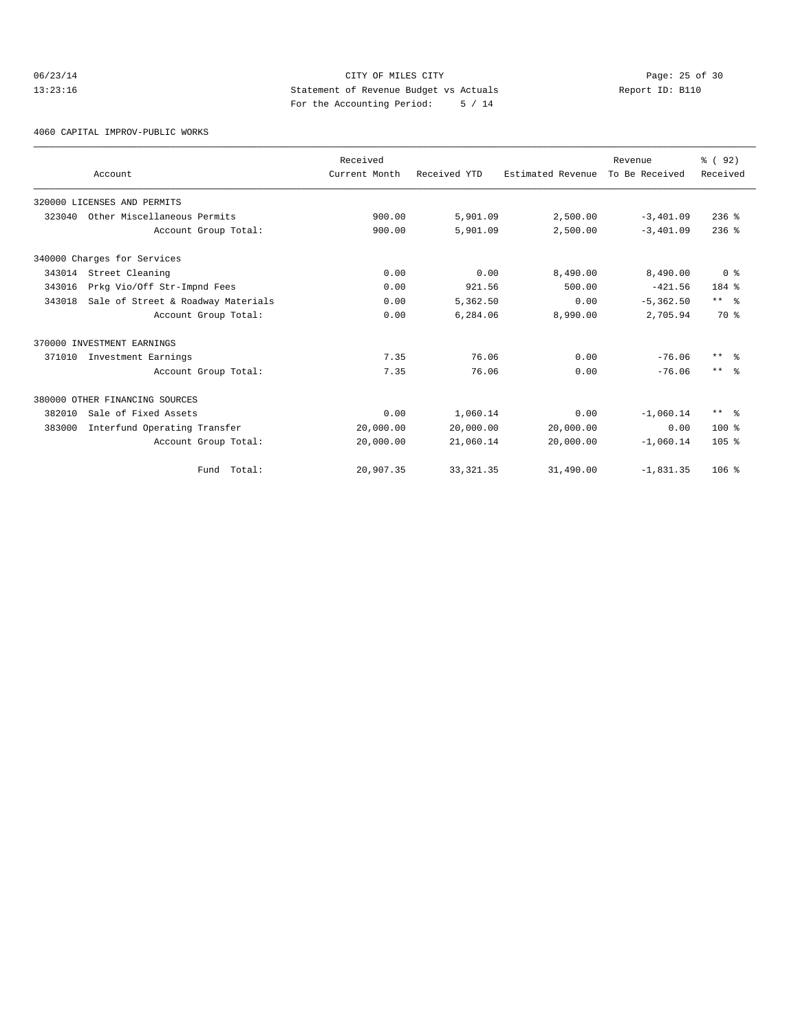CITY OF MILES CITY

Statement of Revenue Budget vs Actuals

For the Accounting Period: 5 / 14

Report ID: B110

06/23/14 13:23:16

4060 CAPITAL IMPROV-PUBLIC WORKS

| Account | Received Current Month | Received YTD | Estimated Revenue | Revenue To Be Received | % ( 92) Received |
|---|---|---|---|---|---|
| 320000 LICENSES AND PERMITS | | | | | |
| 323040 Other Miscellaneous Permits | 900.00 | 5,901.09 | 2,500.00 | -3,401.09 | 236 % |
| Account Group Total: | 900.00 | 5,901.09 | 2,500.00 | -3,401.09 | 236 % |
| 340000 Charges for Services | | | | | |
| 343014 Street Cleaning | 0.00 | 0.00 | 8,490.00 | 8,490.00 | 0 % |
| 343016 Prkg Vio/Off Str-Impnd Fees | 0.00 | 921.56 | 500.00 | -421.56 | 184 % |
| 343018 Sale of Street & Roadway Materials | 0.00 | 5,362.50 | 0.00 | -5,362.50 | ** % |
| Account Group Total: | 0.00 | 6,284.06 | 8,990.00 | 2,705.94 | 70 % |
| 370000 INVESTMENT EARNINGS | | | | | |
| 371010 Investment Earnings | 7.35 | 76.06 | 0.00 | -76.06 | ** % |
| Account Group Total: | 7.35 | 76.06 | 0.00 | -76.06 | ** % |
| 380000 OTHER FINANCING SOURCES | | | | | |
| 382010 Sale of Fixed Assets | 0.00 | 1,060.14 | 0.00 | -1,060.14 | ** % |
| 383000 Interfund Operating Transfer | 20,000.00 | 20,000.00 | 20,000.00 | 0.00 | 100 % |
| Account Group Total: | 20,000.00 | 21,060.14 | 20,000.00 | -1,060.14 | 105 % |
| Fund Total: | 20,907.35 | 33,321.35 | 31,490.00 | -1,831.35 | 106 % |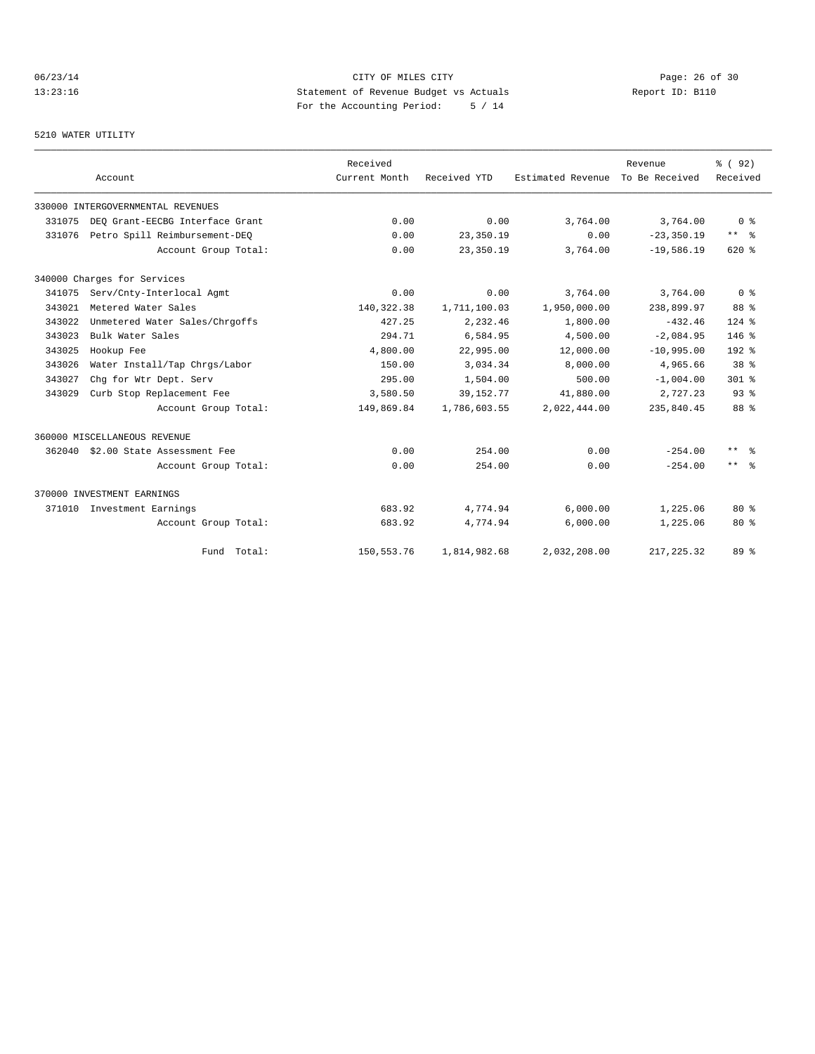CITY OF MILES CITY
Statement of Revenue Budget vs Actuals
For the Accounting Period: 5 / 14

5210 WATER UTILITY

| Account | | Received Current Month | Received YTD | Estimated Revenue | Revenue To Be Received | % ( 92) Received |
|---|---|---|---|---|---|---|
| 330000 INTERGOVERNMENTAL REVENUES | | | | | | |
| 331075 | DEQ Grant-EECBG Interface Grant | 0.00 | 0.00 | 3,764.00 | 3,764.00 | 0 % |
| 331076 | Petro Spill Reimbursement-DEQ | 0.00 | 23,350.19 | 0.00 | -23,350.19 | ** % |
| | Account Group Total: | 0.00 | 23,350.19 | 3,764.00 | -19,586.19 | 620 % |
| 340000 Charges for Services | | | | | | |
| 341075 | Serv/Cnty-Interlocal Agmt | 0.00 | 0.00 | 3,764.00 | 3,764.00 | 0 % |
| 343021 | Metered Water Sales | 140,322.38 | 1,711,100.03 | 1,950,000.00 | 238,899.97 | 88 % |
| 343022 | Unmetered Water Sales/Chrgoffs | 427.25 | 2,232.46 | 1,800.00 | -432.46 | 124 % |
| 343023 | Bulk Water Sales | 294.71 | 6,584.95 | 4,500.00 | -2,084.95 | 146 % |
| 343025 | Hookup Fee | 4,800.00 | 22,995.00 | 12,000.00 | -10,995.00 | 192 % |
| 343026 | Water Install/Tap Chrgs/Labor | 150.00 | 3,034.34 | 8,000.00 | 4,965.66 | 38 % |
| 343027 | Chg for Wtr Dept. Serv | 295.00 | 1,504.00 | 500.00 | -1,004.00 | 301 % |
| 343029 | Curb Stop Replacement Fee | 3,580.50 | 39,152.77 | 41,880.00 | 2,727.23 | 93 % |
| | Account Group Total: | 149,869.84 | 1,786,603.55 | 2,022,444.00 | 235,840.45 | 88 % |
| 360000 MISCELLANEOUS REVENUE | | | | | | |
| 362040 | $2.00 State Assessment Fee | 0.00 | 254.00 | 0.00 | -254.00 | ** % |
| | Account Group Total: | 0.00 | 254.00 | 0.00 | -254.00 | ** % |
| 370000 INVESTMENT EARNINGS | | | | | | |
| 371010 | Investment Earnings | 683.92 | 4,774.94 | 6,000.00 | 1,225.06 | 80 % |
| | Account Group Total: | 683.92 | 4,774.94 | 6,000.00 | 1,225.06 | 80 % |
| | Fund Total: | 150,553.76 | 1,814,982.68 | 2,032,208.00 | 217,225.32 | 89 % |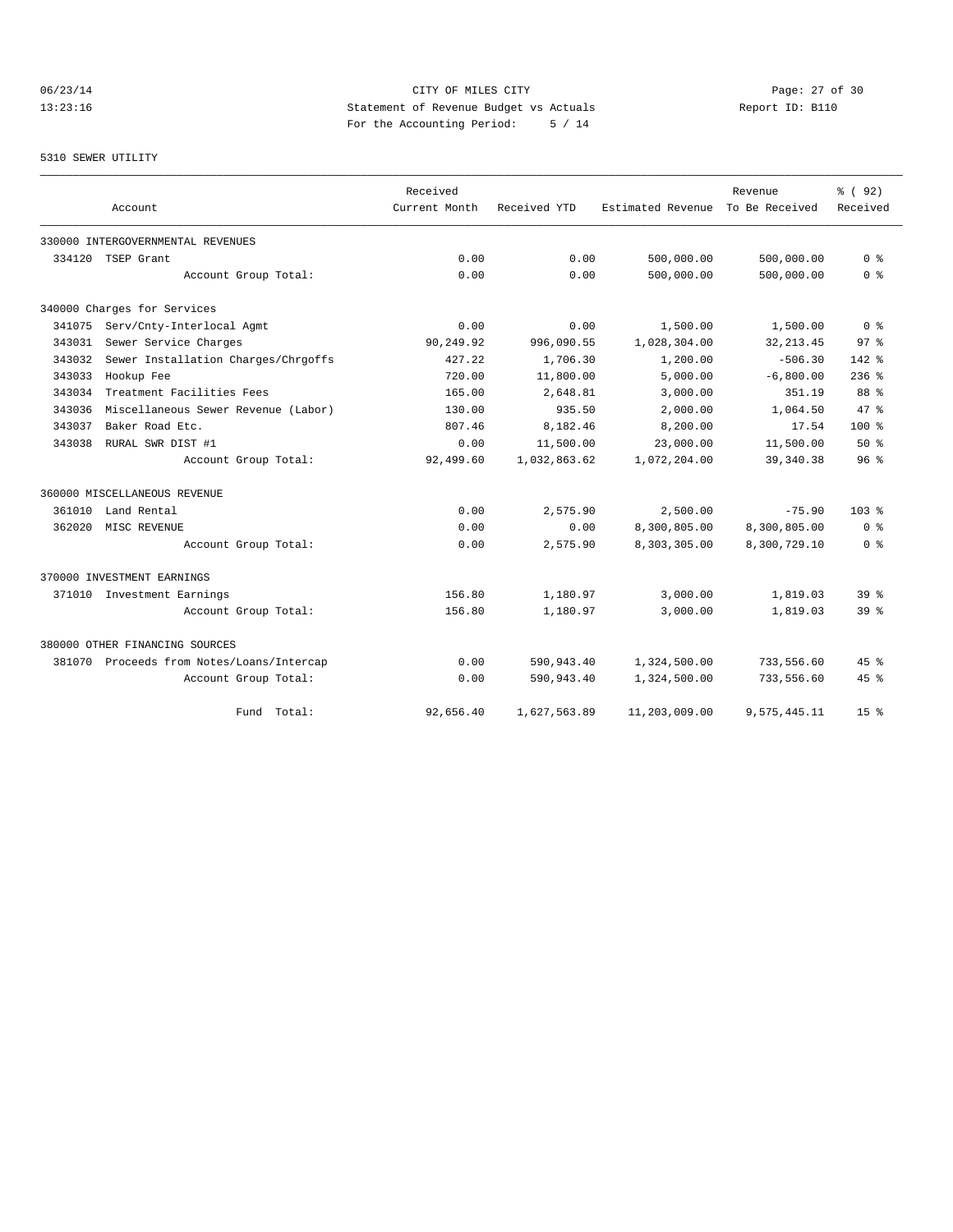CITY OF MILES CITY
Statement of Revenue Budget vs Actuals
For the Accounting Period: 5 / 14

06/23/14
13:23:16

Report ID: B110

5310 SEWER UTILITY

| Account | Received Current Month | Received YTD | Estimated Revenue | Revenue To Be Received | % ( 92) Received |
|---|---|---|---|---|---|
| 330000 INTERGOVERNMENTAL REVENUES | | | | | |
| 334120 TSEP Grant | 0.00 | 0.00 | 500,000.00 | 500,000.00 | 0 % |
| Account Group Total: | 0.00 | 0.00 | 500,000.00 | 500,000.00 | 0 % |
| 340000 Charges for Services | | | | | |
| 341075 Serv/Cnty-Interlocal Agmt | 0.00 | 0.00 | 1,500.00 | 1,500.00 | 0 % |
| 343031 Sewer Service Charges | 90,249.92 | 996,090.55 | 1,028,304.00 | 32,213.45 | 97 % |
| 343032 Sewer Installation Charges/Chrgoffs | 427.22 | 1,706.30 | 1,200.00 | -506.30 | 142 % |
| 343033 Hookup Fee | 720.00 | 11,800.00 | 5,000.00 | -6,800.00 | 236 % |
| 343034 Treatment Facilities Fees | 165.00 | 2,648.81 | 3,000.00 | 351.19 | 88 % |
| 343036 Miscellaneous Sewer Revenue (Labor) | 130.00 | 935.50 | 2,000.00 | 1,064.50 | 47 % |
| 343037 Baker Road Etc. | 807.46 | 8,182.46 | 8,200.00 | 17.54 | 100 % |
| 343038 RURAL SWR DIST #1 | 0.00 | 11,500.00 | 23,000.00 | 11,500.00 | 50 % |
| Account Group Total: | 92,499.60 | 1,032,863.62 | 1,072,204.00 | 39,340.38 | 96 % |
| 360000 MISCELLANEOUS REVENUE | | | | | |
| 361010 Land Rental | 0.00 | 2,575.90 | 2,500.00 | -75.90 | 103 % |
| 362020 MISC REVENUE | 0.00 | 0.00 | 8,300,805.00 | 8,300,805.00 | 0 % |
| Account Group Total: | 0.00 | 2,575.90 | 8,303,305.00 | 8,300,729.10 | 0 % |
| 370000 INVESTMENT EARNINGS | | | | | |
| 371010 Investment Earnings | 156.80 | 1,180.97 | 3,000.00 | 1,819.03 | 39 % |
| Account Group Total: | 156.80 | 1,180.97 | 3,000.00 | 1,819.03 | 39 % |
| 380000 OTHER FINANCING SOURCES | | | | | |
| 381070 Proceeds from Notes/Loans/Intercap | 0.00 | 590,943.40 | 1,324,500.00 | 733,556.60 | 45 % |
| Account Group Total: | 0.00 | 590,943.40 | 1,324,500.00 | 733,556.60 | 45 % |
| Fund Total: | 92,656.40 | 1,627,563.89 | 11,203,009.00 | 9,575,445.11 | 15 % |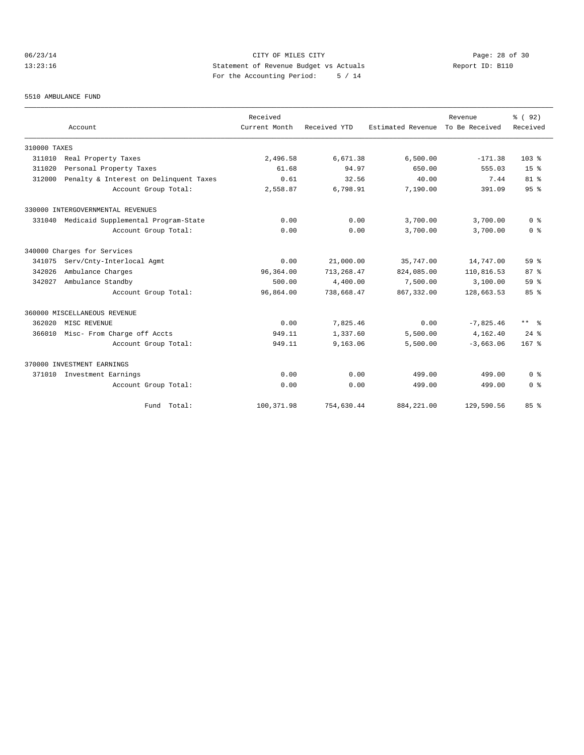CITY OF MILES CITY
Statement of Revenue Budget vs Actuals
For the Accounting Period: 5 / 14

06/23/14
13:23:16

Report ID: B110

5510 AMBULANCE FUND

| Account | Received Current Month | Received YTD | Estimated Revenue | Revenue To Be Received | % ( 92) Received |
|---|---|---|---|---|---|
| 310000 TAXES | | | | | |
| 311010 Real Property Taxes | 2,496.58 | 6,671.38 | 6,500.00 | -171.38 | 103 % |
| 311020 Personal Property Taxes | 61.68 | 94.97 | 650.00 | 555.03 | 15 % |
| 312000 Penalty & Interest on Delinquent Taxes | 0.61 | 32.56 | 40.00 | 7.44 | 81 % |
| Account Group Total: | 2,558.87 | 6,798.91 | 7,190.00 | 391.09 | 95 % |
| 330000 INTERGOVERNMENTAL REVENUES | | | | | |
| 331040 Medicaid Supplemental Program-State | 0.00 | 0.00 | 3,700.00 | 3,700.00 | 0 % |
| Account Group Total: | 0.00 | 0.00 | 3,700.00 | 3,700.00 | 0 % |
| 340000 Charges for Services | | | | | |
| 341075 Serv/Cnty-Interlocal Agmt | 0.00 | 21,000.00 | 35,747.00 | 14,747.00 | 59 % |
| 342026 Ambulance Charges | 96,364.00 | 713,268.47 | 824,085.00 | 110,816.53 | 87 % |
| 342027 Ambulance Standby | 500.00 | 4,400.00 | 7,500.00 | 3,100.00 | 59 % |
| Account Group Total: | 96,864.00 | 738,668.47 | 867,332.00 | 128,663.53 | 85 % |
| 360000 MISCELLANEOUS REVENUE | | | | | |
| 362020 MISC REVENUE | 0.00 | 7,825.46 | 0.00 | -7,825.46 | ** % |
| 366010 Misc- From Charge off Accts | 949.11 | 1,337.60 | 5,500.00 | 4,162.40 | 24 % |
| Account Group Total: | 949.11 | 9,163.06 | 5,500.00 | -3,663.06 | 167 % |
| 370000 INVESTMENT EARNINGS | | | | | |
| 371010 Investment Earnings | 0.00 | 0.00 | 499.00 | 499.00 | 0 % |
| Account Group Total: | 0.00 | 0.00 | 499.00 | 499.00 | 0 % |
| Fund Total: | 100,371.98 | 754,630.44 | 884,221.00 | 129,590.56 | 85 % |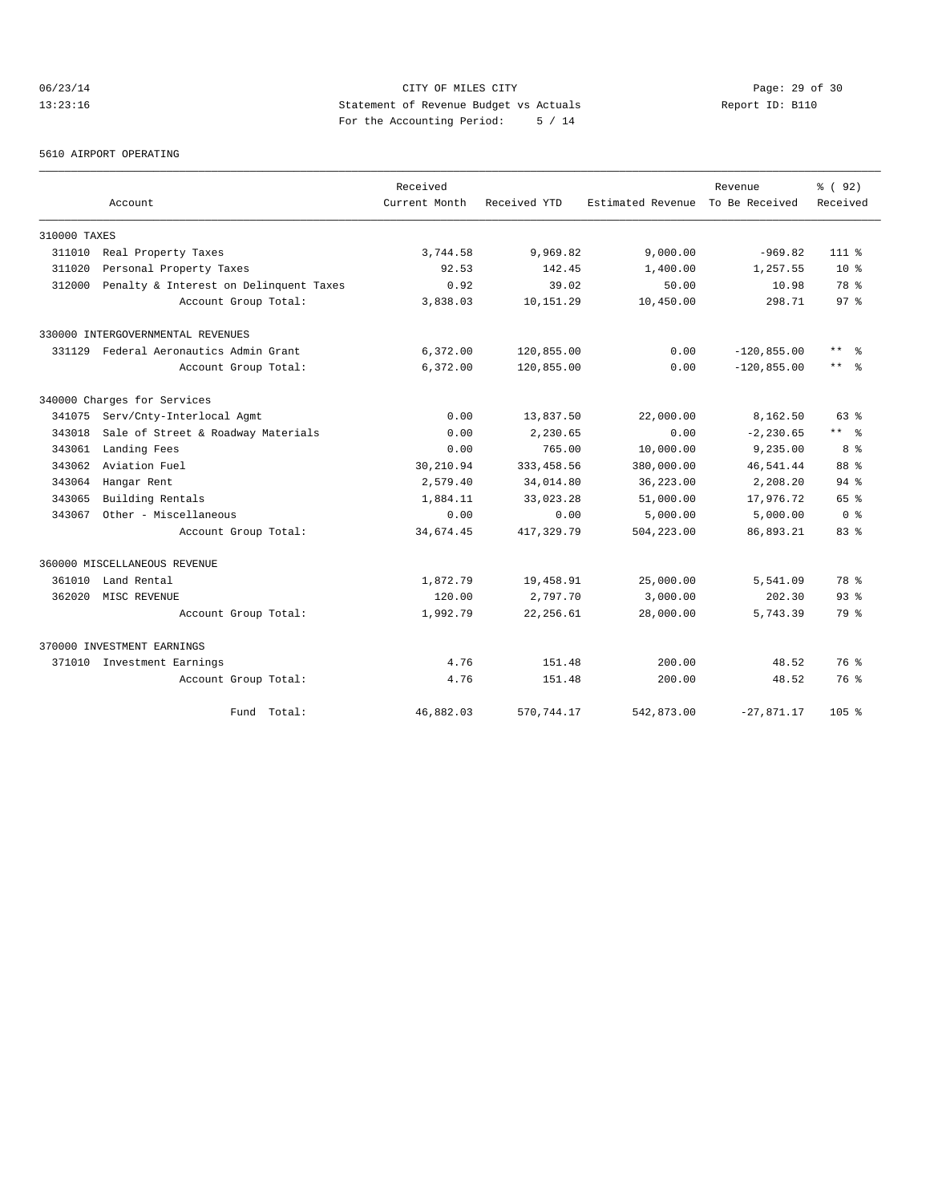CITY OF MILES CITY
Statement of Revenue Budget vs Actuals
For the Accounting Period: 5 / 14

06/23/14
13:23:16
Report ID: B110

5610 AIRPORT OPERATING

| Account | | Received Current Month | Received YTD | Estimated Revenue | Revenue To Be Received | % ( 92) Received |
|---|---|---|---|---|---|---|
| 310000 TAXES | | | | | | |
| 311010 | Real Property Taxes | 3,744.58 | 9,969.82 | 9,000.00 | -969.82 | 111 % |
| 311020 | Personal Property Taxes | 92.53 | 142.45 | 1,400.00 | 1,257.55 | 10 % |
| 312000 | Penalty & Interest on Delinquent Taxes | 0.92 | 39.02 | 50.00 | 10.98 | 78 % |
| | Account Group Total: | 3,838.03 | 10,151.29 | 10,450.00 | 298.71 | 97 % |
| 330000 INTERGOVERNMENTAL REVENUES | | | | | | |
| 331129 | Federal Aeronautics Admin Grant | 6,372.00 | 120,855.00 | 0.00 | -120,855.00 | ** % |
| | Account Group Total: | 6,372.00 | 120,855.00 | 0.00 | -120,855.00 | ** % |
| 340000 Charges for Services | | | | | | |
| 341075 | Serv/Cnty-Interlocal Agmt | 0.00 | 13,837.50 | 22,000.00 | 8,162.50 | 63 % |
| 343018 | Sale of Street & Roadway Materials | 0.00 | 2,230.65 | 0.00 | -2,230.65 | ** % |
| 343061 | Landing Fees | 0.00 | 765.00 | 10,000.00 | 9,235.00 | 8 % |
| 343062 | Aviation Fuel | 30,210.94 | 333,458.56 | 380,000.00 | 46,541.44 | 88 % |
| 343064 | Hangar Rent | 2,579.40 | 34,014.80 | 36,223.00 | 2,208.20 | 94 % |
| 343065 | Building Rentals | 1,884.11 | 33,023.28 | 51,000.00 | 17,976.72 | 65 % |
| 343067 | Other - Miscellaneous | 0.00 | 0.00 | 5,000.00 | 5,000.00 | 0 % |
| | Account Group Total: | 34,674.45 | 417,329.79 | 504,223.00 | 86,893.21 | 83 % |
| 360000 MISCELLANEOUS REVENUE | | | | | | |
| 361010 | Land Rental | 1,872.79 | 19,458.91 | 25,000.00 | 5,541.09 | 78 % |
| 362020 | MISC REVENUE | 120.00 | 2,797.70 | 3,000.00 | 202.30 | 93 % |
| | Account Group Total: | 1,992.79 | 22,256.61 | 28,000.00 | 5,743.39 | 79 % |
| 370000 INVESTMENT EARNINGS | | | | | | |
| 371010 | Investment Earnings | 4.76 | 151.48 | 200.00 | 48.52 | 76 % |
| | Account Group Total: | 4.76 | 151.48 | 200.00 | 48.52 | 76 % |
| | Fund Total: | 46,882.03 | 570,744.17 | 542,873.00 | -27,871.17 | 105 % |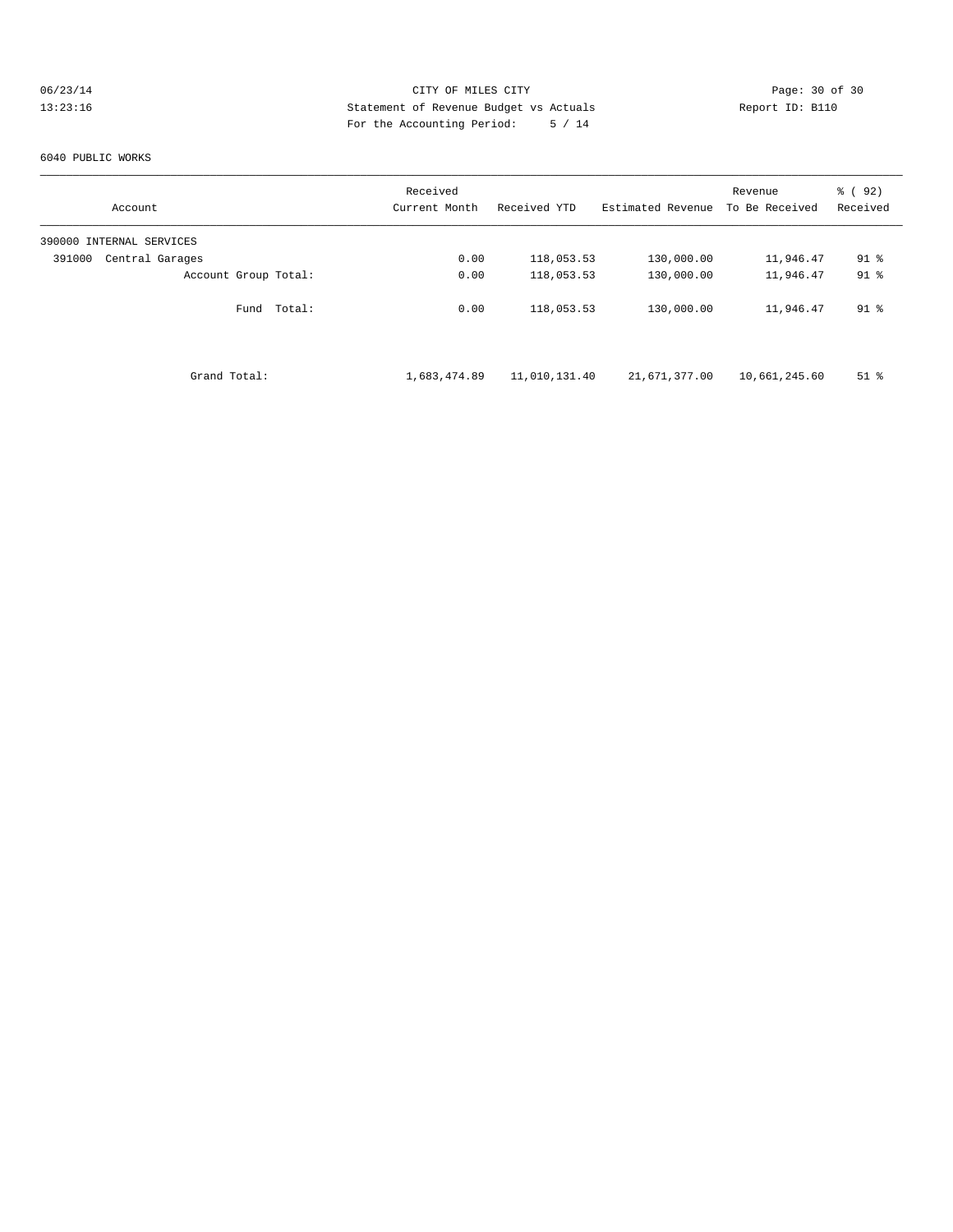06/23/14 CITY OF MILES CITY
13:23:16 Statement of Revenue Budget vs Actuals Report ID: B110
For the Accounting Period: 5 / 14

6040 PUBLIC WORKS

| Account | Received Current Month | Received YTD | Estimated Revenue | Revenue To Be Received | % ( 92) Received |
|---|---|---|---|---|---|
| 390000 INTERNAL SERVICES | | | | | |
| 391000 Central Garages | 0.00 | 118,053.53 | 130,000.00 | 11,946.47 | 91 % |
| Account Group Total: | 0.00 | 118,053.53 | 130,000.00 | 11,946.47 | 91 % |
| Fund Total: | 0.00 | 118,053.53 | 130,000.00 | 11,946.47 | 91 % |
| Grand Total: | 1,683,474.89 | 11,010,131.40 | 21,671,377.00 | 10,661,245.60 | 51 % |